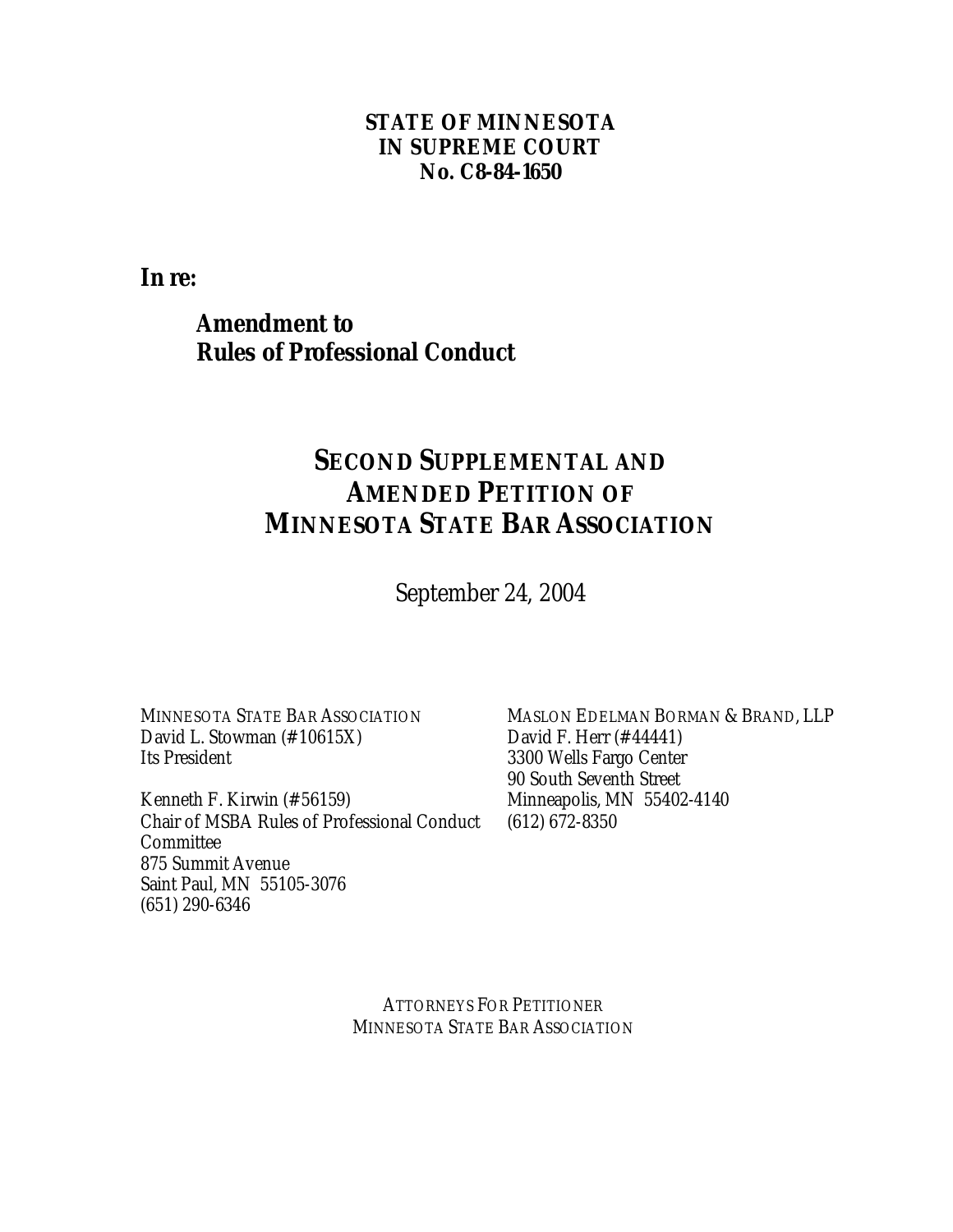**STATE OF MINNESOTA**
**IN SUPREME COURT**
**No. C8-84-1650**

**In re:**

**Amendment to**
**Rules of Professional Conduct**

# SECOND SUPPLEMENTAL AND AMENDED PETITION OF MINNESOTA STATE BAR ASSOCIATION

September 24, 2004

MINNESOTA STATE BAR ASSOCIATION
David L. Stowman (#10615X)
Its President

Kenneth F. Kirwin (#56159)
Chair of MSBA Rules of Professional Conduct Committee
875 Summit Avenue
Saint Paul, MN 55105-3076
(651) 290-6346

MASLON EDELMAN BORMAN & BRAND, LLP
David F. Herr (#44441)
3300 Wells Fargo Center
90 South Seventh Street
Minneapolis, MN 55402-4140
(612) 672-8350

ATTORNEYS FOR PETITIONER
MINNESOTA STATE BAR ASSOCIATION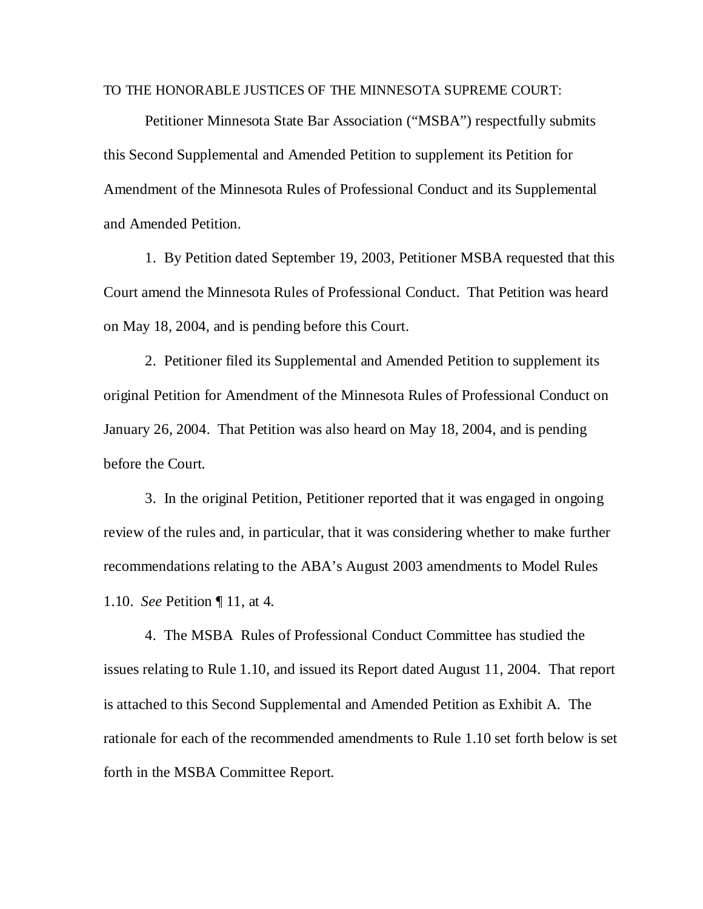TO THE HONORABLE JUSTICES OF THE MINNESOTA SUPREME COURT:

Petitioner Minnesota State Bar Association ("MSBA") respectfully submits this Second Supplemental and Amended Petition to supplement its Petition for Amendment of the Minnesota Rules of Professional Conduct and its Supplemental and Amended Petition.

1. By Petition dated September 19, 2003, Petitioner MSBA requested that this Court amend the Minnesota Rules of Professional Conduct. That Petition was heard on May 18, 2004, and is pending before this Court.

2. Petitioner filed its Supplemental and Amended Petition to supplement its original Petition for Amendment of the Minnesota Rules of Professional Conduct on January 26, 2004. That Petition was also heard on May 18, 2004, and is pending before the Court.

3. In the original Petition, Petitioner reported that it was engaged in ongoing review of the rules and, in particular, that it was considering whether to make further recommendations relating to the ABA's August 2003 amendments to Model Rules 1.10. *See* Petition ¶ 11, at 4.

4. The MSBA Rules of Professional Conduct Committee has studied the issues relating to Rule 1.10, and issued its Report dated August 11, 2004. That report is attached to this Second Supplemental and Amended Petition as Exhibit A. The rationale for each of the recommended amendments to Rule 1.10 set forth below is set forth in the MSBA Committee Report.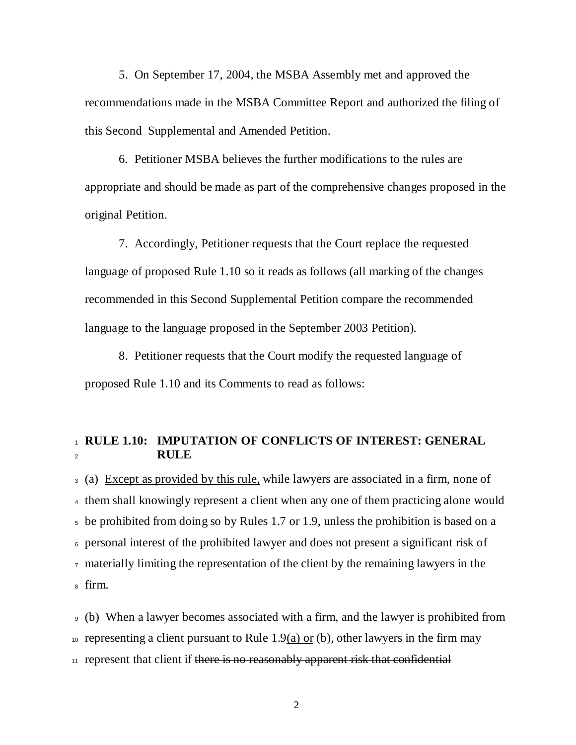5. On September 17, 2004, the MSBA Assembly met and approved the recommendations made in the MSBA Committee Report and authorized the filing of this Second Supplemental and Amended Petition.

6. Petitioner MSBA believes the further modifications to the rules are appropriate and should be made as part of the comprehensive changes proposed in the original Petition.

7. Accordingly, Petitioner requests that the Court replace the requested language of proposed Rule 1.10 so it reads as follows (all marking of the changes recommended in this Second Supplemental Petition compare the recommended language to the language proposed in the September 2003 Petition).

8. Petitioner requests that the Court modify the requested language of proposed Rule 1.10 and its Comments to read as follows:

1 **RULE 1.10: IMPUTATION OF CONFLICTS OF INTEREST: GENERAL**
2 **RULE**

3 (a) <u>Except as provided by this rule,</u> while lawyers are associated in a firm, none of
4 them shall knowingly represent a client when any one of them practicing alone would
5 be prohibited from doing so by Rules 1.7 or 1.9, unless the prohibition is based on a
6 personal interest of the prohibited lawyer and does not present a significant risk of
7 materially limiting the representation of the client by the remaining lawyers in the
8 firm.

9 (b) When a lawyer becomes associated with a firm, and the lawyer is prohibited from
10 representing a client pursuant to Rule 1.9<u>(a) or</u> (b), other lawyers in the firm may
11 represent that client if ~~there is no reasonably apparent risk that confidential~~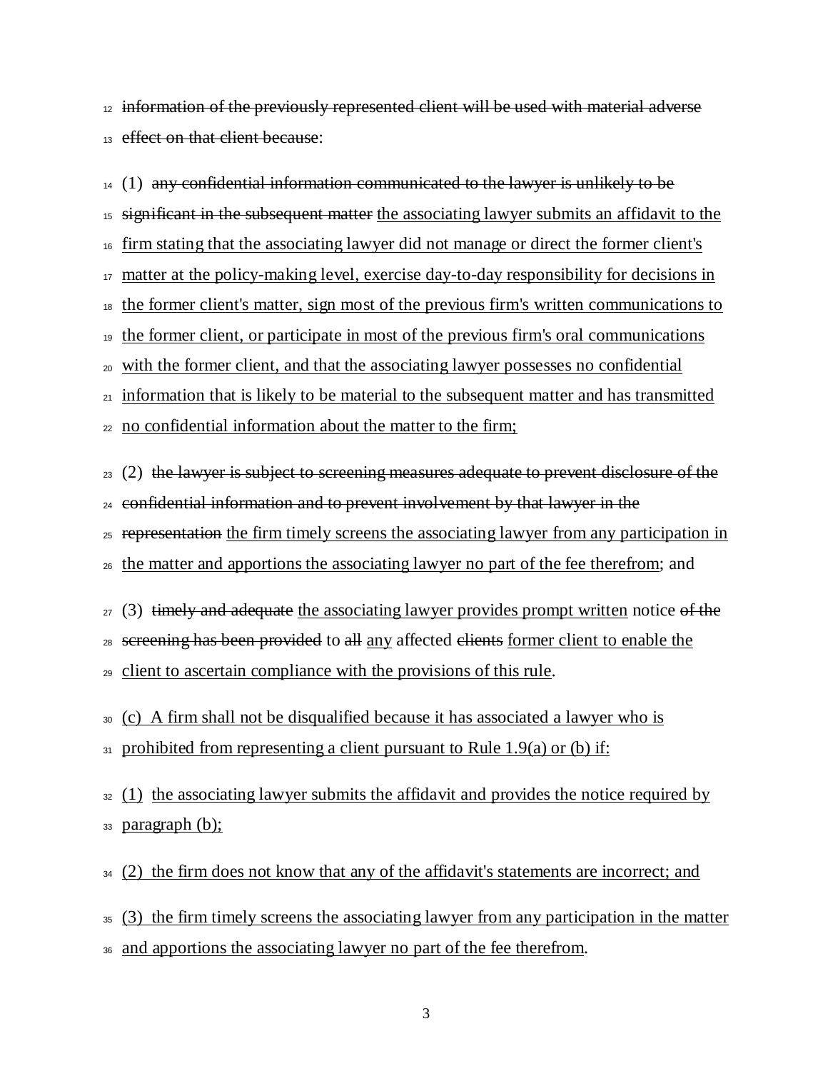~~information of the previously represented client will be used with material adverse effect on that client because~~:

(1) ~~any confidential information communicated to the lawyer is unlikely to be significant in the subsequent matter~~ <u>the associating lawyer submits an affidavit to the firm stating that the associating lawyer did not manage or direct the former client's matter at the policy-making level, exercise day-to-day responsibility for decisions in the former client's matter, sign most of the previous firm's written communications to the former client, or participate in most of the previous firm's oral communications with the former client, and that the associating lawyer possesses no confidential information that is likely to be material to the subsequent matter and has transmitted no confidential information about the matter to the firm;</u>

(2) ~~the lawyer is subject to screening measures adequate to prevent disclosure of the confidential information and to prevent involvement by that lawyer in the representation~~ <u>the firm timely screens the associating lawyer from any participation in the matter and apportions the associating lawyer no part of the fee therefrom</u>; and

(3) ~~timely and adequate~~ <u>the associating lawyer provides prompt written</u> notice ~~of the screening has been provided~~ to ~~all~~ <u>any</u> affected ~~clients~~ <u>former client to enable the client to ascertain compliance with the provisions of this rule</u>.

<u>(c) A firm shall not be disqualified because it has associated a lawyer who is prohibited from representing a client pursuant to Rule 1.9(a) or (b) if:</u>

<u>(1) the associating lawyer submits the affidavit and provides the notice required by paragraph (b);</u>

<u>(2) the firm does not know that any of the affidavit's statements are incorrect; and</u>

<u>(3) the firm timely screens the associating lawyer from any participation in the matter and apportions the associating lawyer no part of the fee therefrom</u>.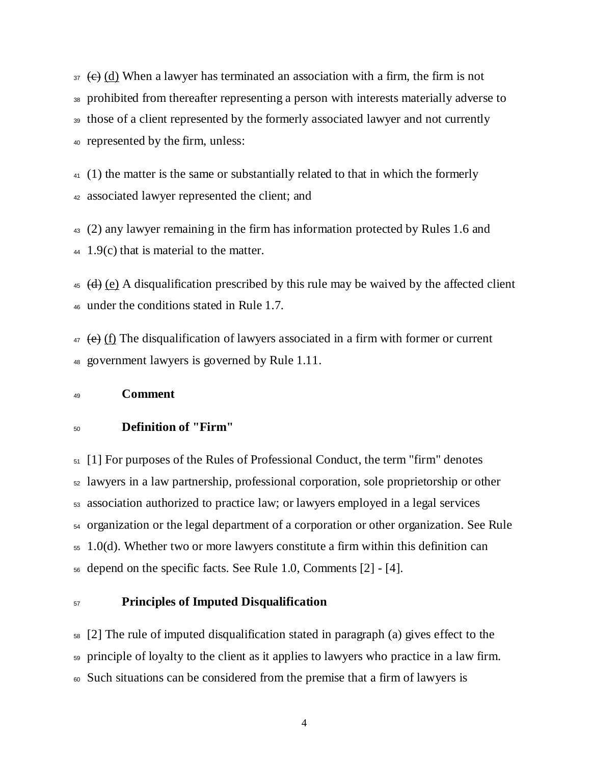~~(c)~~ (d) When a lawyer has terminated an association with a firm, the firm is not prohibited from thereafter representing a person with interests materially adverse to those of a client represented by the formerly associated lawyer and not currently represented by the firm, unless:

(1) the matter is the same or substantially related to that in which the formerly associated lawyer represented the client; and

(2) any lawyer remaining in the firm has information protected by Rules 1.6 and 1.9(c) that is material to the matter.

~~(d)~~ (e) A disqualification prescribed by this rule may be waived by the affected client under the conditions stated in Rule 1.7.

~~(e)~~ (f) The disqualification of lawyers associated in a firm with former or current government lawyers is governed by Rule 1.11.

**Comment**

**Definition of "Firm"**

[1] For purposes of the Rules of Professional Conduct, the term "firm" denotes lawyers in a law partnership, professional corporation, sole proprietorship or other association authorized to practice law; or lawyers employed in a legal services organization or the legal department of a corporation or other organization. See Rule 1.0(d). Whether two or more lawyers constitute a firm within this definition can depend on the specific facts. See Rule 1.0, Comments [2] - [4].

**Principles of Imputed Disqualification**

[2] The rule of imputed disqualification stated in paragraph (a) gives effect to the principle of loyalty to the client as it applies to lawyers who practice in a law firm. Such situations can be considered from the premise that a firm of lawyers is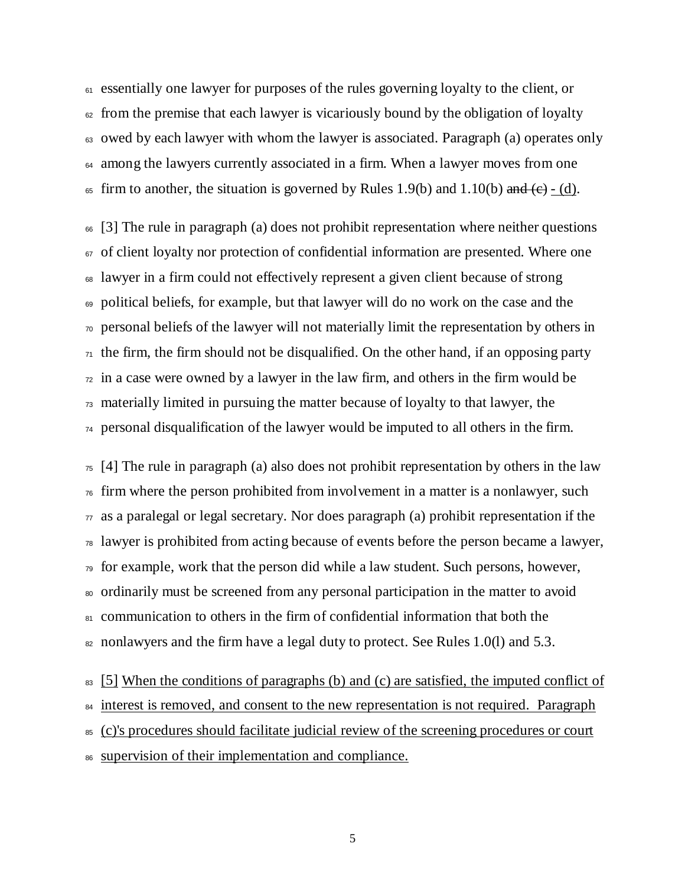essentially one lawyer for purposes of the rules governing loyalty to the client, or from the premise that each lawyer is vicariously bound by the obligation of loyalty owed by each lawyer with whom the lawyer is associated. Paragraph (a) operates only among the lawyers currently associated in a firm. When a lawyer moves from one firm to another, the situation is governed by Rules 1.9(b) and 1.10(b) ~~and (c)~~ <u>- (d)</u>.

[3] The rule in paragraph (a) does not prohibit representation where neither questions of client loyalty nor protection of confidential information are presented. Where one lawyer in a firm could not effectively represent a given client because of strong political beliefs, for example, but that lawyer will do no work on the case and the personal beliefs of the lawyer will not materially limit the representation by others in the firm, the firm should not be disqualified. On the other hand, if an opposing party in a case were owned by a lawyer in the law firm, and others in the firm would be materially limited in pursuing the matter because of loyalty to that lawyer, the personal disqualification of the lawyer would be imputed to all others in the firm.

[4] The rule in paragraph (a) also does not prohibit representation by others in the law firm where the person prohibited from involvement in a matter is a nonlawyer, such as a paralegal or legal secretary. Nor does paragraph (a) prohibit representation if the lawyer is prohibited from acting because of events before the person became a lawyer, for example, work that the person did while a law student. Such persons, however, ordinarily must be screened from any personal participation in the matter to avoid communication to others in the firm of confidential information that both the nonlawyers and the firm have a legal duty to protect. See Rules 1.0(l) and 5.3.

<u>[5] When the conditions of paragraphs (b) and (c) are satisfied, the imputed conflict of interest is removed, and consent to the new representation is not required. Paragraph (c)'s procedures should facilitate judicial review of the screening procedures or court supervision of their implementation and compliance.</u>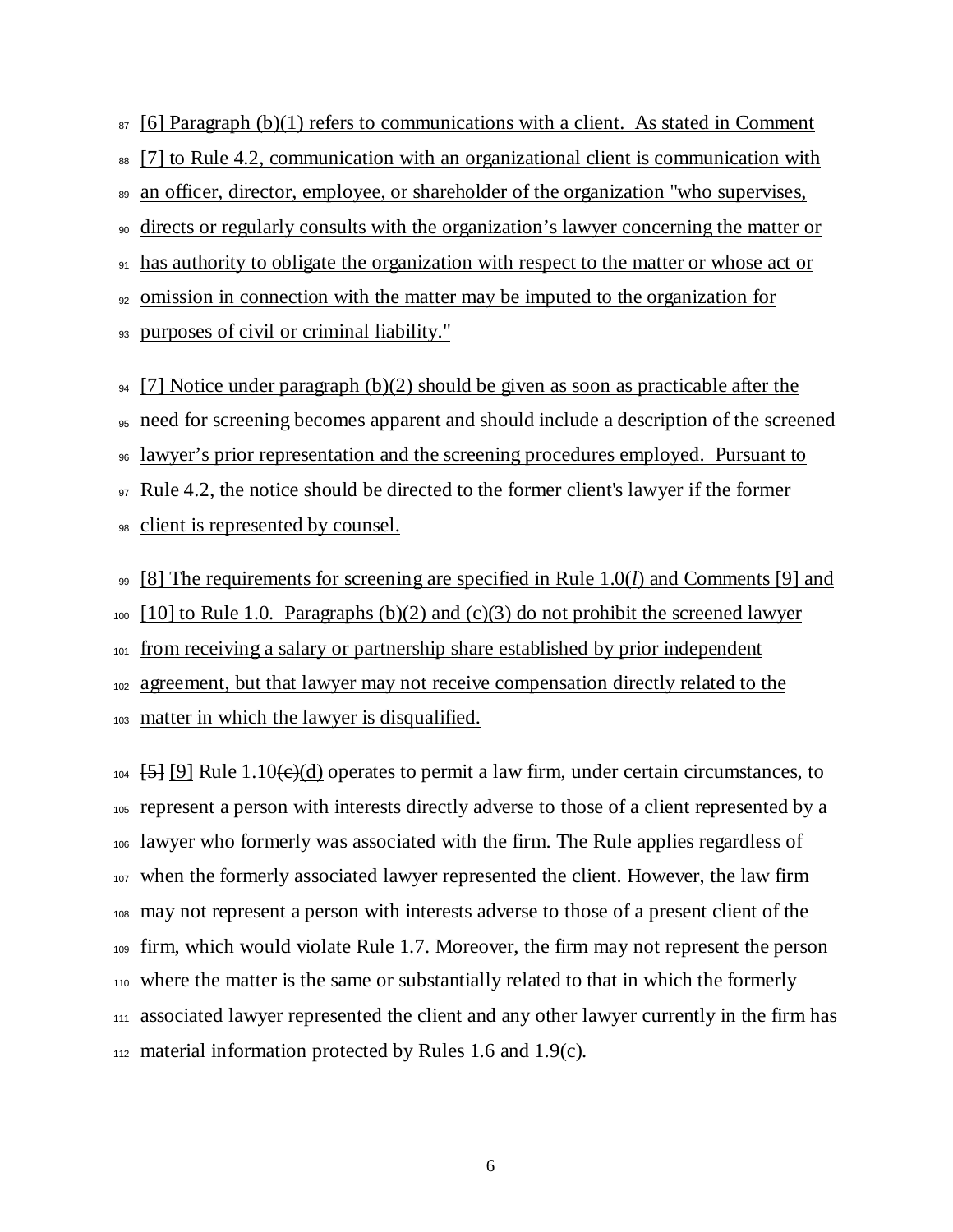[6] Paragraph (b)(1) refers to communications with a client. As stated in Comment [7] to Rule 4.2, communication with an organizational client is communication with an officer, director, employee, or shareholder of the organization "who supervises, directs or regularly consults with the organization's lawyer concerning the matter or has authority to obligate the organization with respect to the matter or whose act or omission in connection with the matter may be imputed to the organization for purposes of civil or criminal liability."

[7] Notice under paragraph (b)(2) should be given as soon as practicable after the need for screening becomes apparent and should include a description of the screened lawyer's prior representation and the screening procedures employed. Pursuant to Rule 4.2, the notice should be directed to the former client's lawyer if the former client is represented by counsel.

[8] The requirements for screening are specified in Rule 1.0(*l*) and Comments [9] and [10] to Rule 1.0. Paragraphs (b)(2) and (c)(3) do not prohibit the screened lawyer from receiving a salary or partnership share established by prior independent agreement, but that lawyer may not receive compensation directly related to the matter in which the lawyer is disqualified.

~~[5]~~ [9] Rule 1.10~~(c)~~(d) operates to permit a law firm, under certain circumstances, to represent a person with interests directly adverse to those of a client represented by a lawyer who formerly was associated with the firm. The Rule applies regardless of when the formerly associated lawyer represented the client. However, the law firm may not represent a person with interests adverse to those of a present client of the firm, which would violate Rule 1.7. Moreover, the firm may not represent the person where the matter is the same or substantially related to that in which the formerly associated lawyer represented the client and any other lawyer currently in the firm has material information protected by Rules 1.6 and 1.9(c).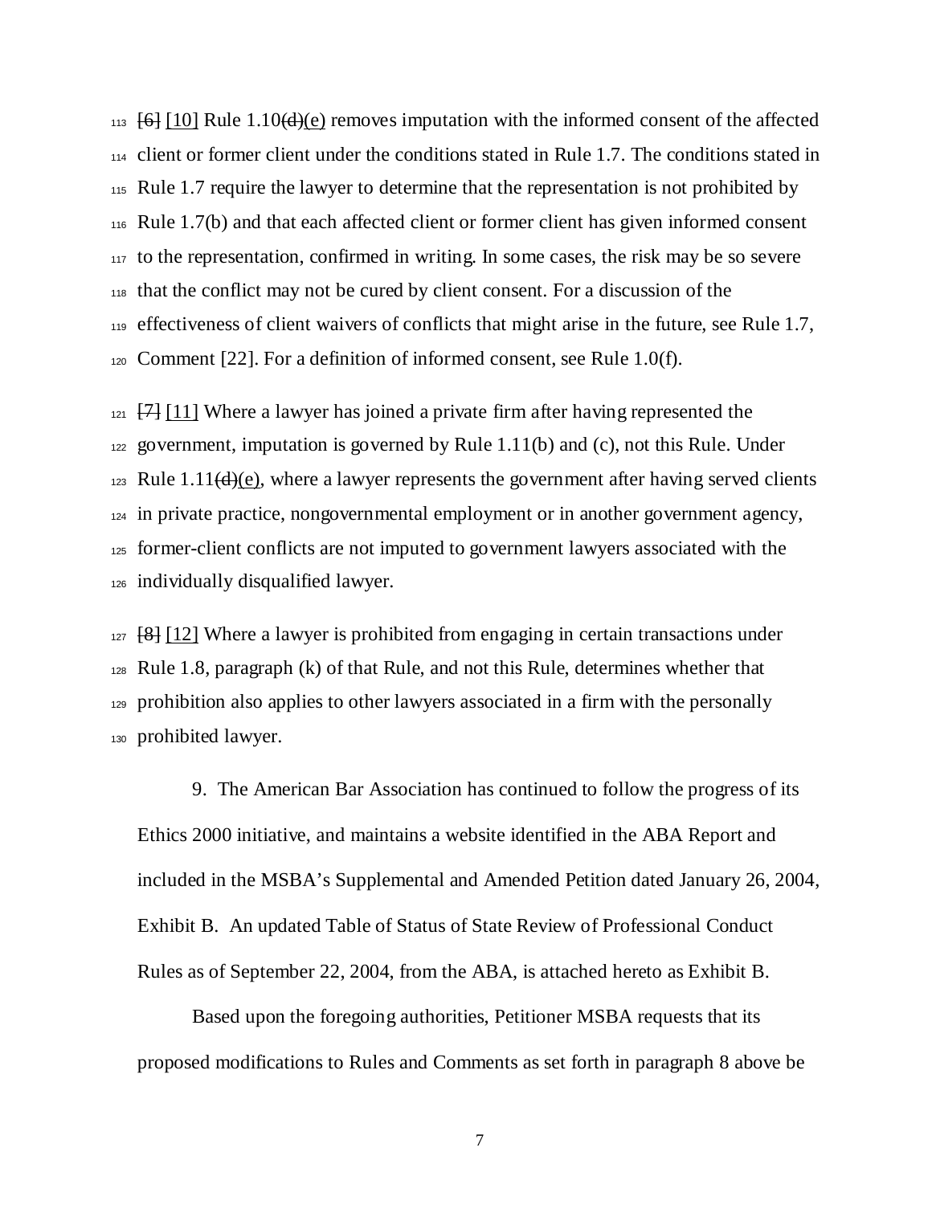113 ~~[6]~~ [10] Rule 1.10~~(d)~~(e) removes imputation with the informed consent of the affected
114 client or former client under the conditions stated in Rule 1.7. The conditions stated in
115 Rule 1.7 require the lawyer to determine that the representation is not prohibited by
116 Rule 1.7(b) and that each affected client or former client has given informed consent
117 to the representation, confirmed in writing. In some cases, the risk may be so severe
118 that the conflict may not be cured by client consent. For a discussion of the
119 effectiveness of client waivers of conflicts that might arise in the future, see Rule 1.7,
120 Comment [22]. For a definition of informed consent, see Rule 1.0(f).

121 ~~[7]~~ [11] Where a lawyer has joined a private firm after having represented the
122 government, imputation is governed by Rule 1.11(b) and (c), not this Rule. Under
123 Rule 1.11~~(d)~~(e), where a lawyer represents the government after having served clients
124 in private practice, nongovernmental employment or in another government agency,
125 former-client conflicts are not imputed to government lawyers associated with the
126 individually disqualified lawyer.

127 ~~[8]~~ [12] Where a lawyer is prohibited from engaging in certain transactions under
128 Rule 1.8, paragraph (k) of that Rule, and not this Rule, determines whether that
129 prohibition also applies to other lawyers associated in a firm with the personally
130 prohibited lawyer.

9. The American Bar Association has continued to follow the progress of its Ethics 2000 initiative, and maintains a website identified in the ABA Report and included in the MSBA's Supplemental and Amended Petition dated January 26, 2004, Exhibit B. An updated Table of Status of State Review of Professional Conduct Rules as of September 22, 2004, from the ABA, is attached hereto as Exhibit B.

Based upon the foregoing authorities, Petitioner MSBA requests that its proposed modifications to Rules and Comments as set forth in paragraph 8 above be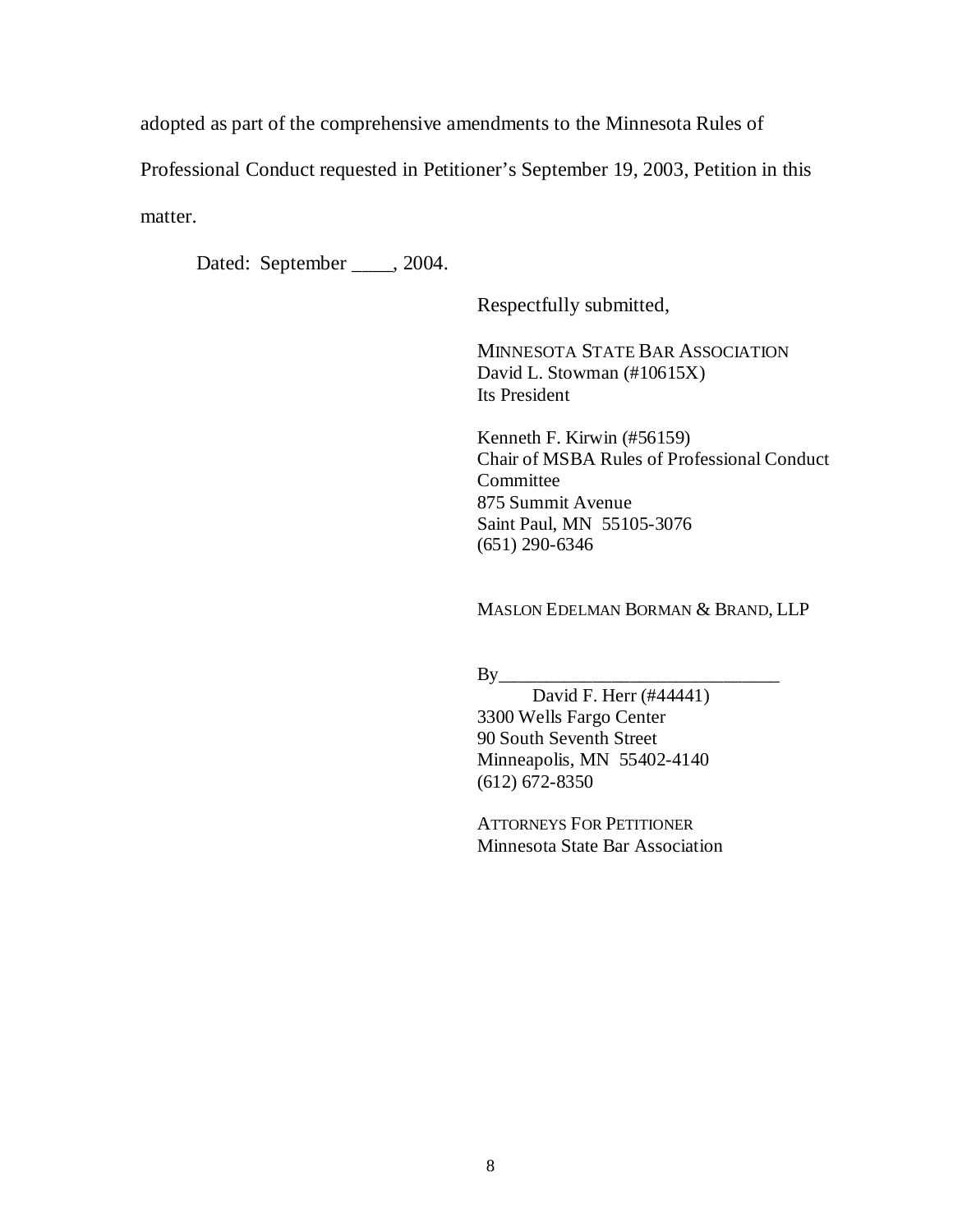adopted as part of the comprehensive amendments to the Minnesota Rules of Professional Conduct requested in Petitioner's September 19, 2003, Petition in this matter.

Dated: September ____, 2004.

Respectfully submitted,

MINNESOTA STATE BAR ASSOCIATION
David L. Stowman (#10615X)
Its President

Kenneth F. Kirwin (#56159)
Chair of MSBA Rules of Professional Conduct Committee
875 Summit Avenue
Saint Paul, MN 55105-3076
(651) 290-6346

MASLON EDELMAN BORMAN & BRAND, LLP

By______________________________
David F. Herr (#44441)
3300 Wells Fargo Center
90 South Seventh Street
Minneapolis, MN 55402-4140
(612) 672-8350

ATTORNEYS FOR PETITIONER
Minnesota State Bar Association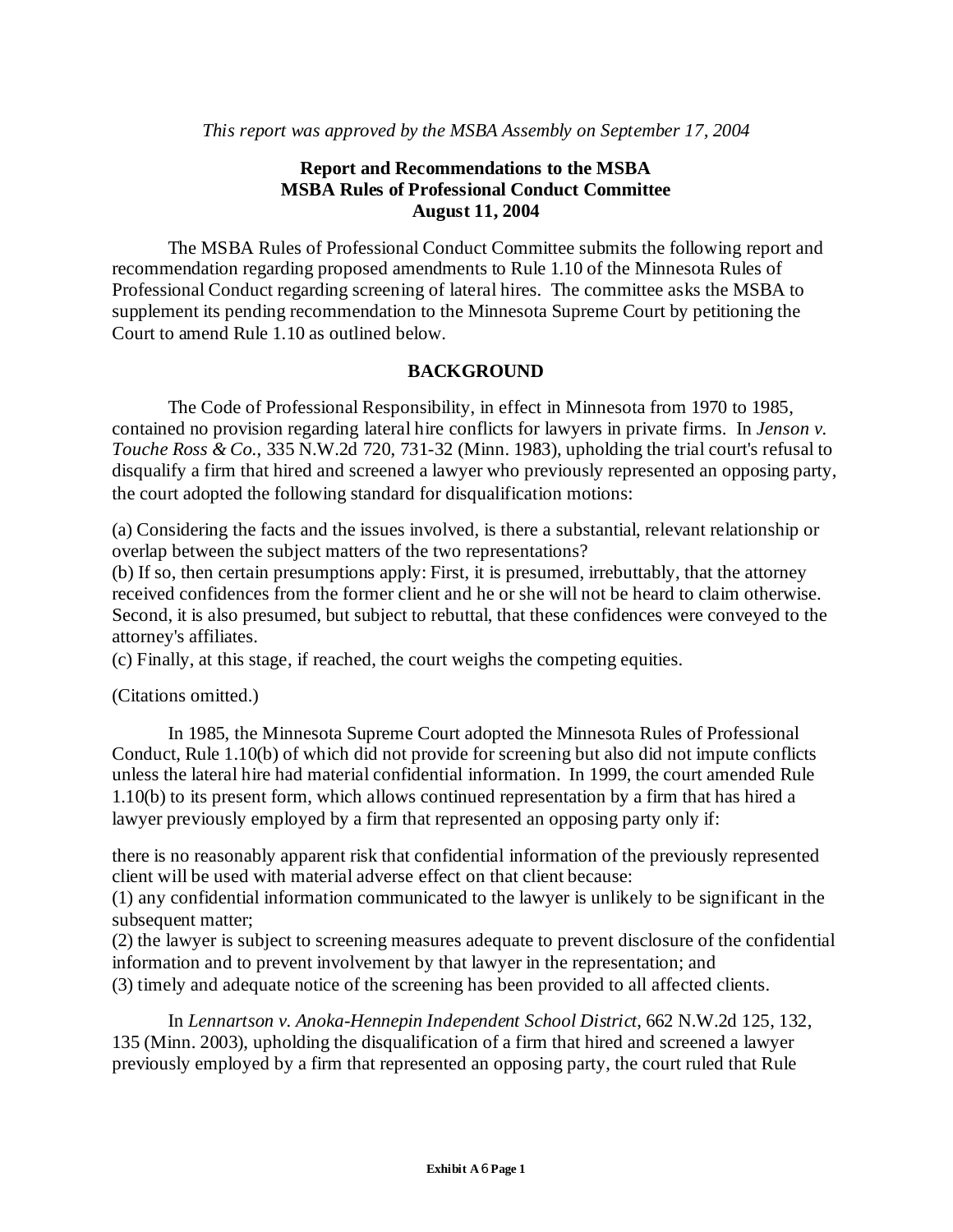*This report was approved by the MSBA Assembly on September 17, 2004*

**Report and Recommendations to the MSBA**
**MSBA Rules of Professional Conduct Committee**
**August 11, 2004**

The MSBA Rules of Professional Conduct Committee submits the following report and recommendation regarding proposed amendments to Rule 1.10 of the Minnesota Rules of Professional Conduct regarding screening of lateral hires. The committee asks the MSBA to supplement its pending recommendation to the Minnesota Supreme Court by petitioning the Court to amend Rule 1.10 as outlined below.

## BACKGROUND

The Code of Professional Responsibility, in effect in Minnesota from 1970 to 1985, contained no provision regarding lateral hire conflicts for lawyers in private firms. In *Jenson v. Touche Ross & Co.*, 335 N.W.2d 720, 731-32 (Minn. 1983), upholding the trial court's refusal to disqualify a firm that hired and screened a lawyer who previously represented an opposing party, the court adopted the following standard for disqualification motions:

(a) Considering the facts and the issues involved, is there a substantial, relevant relationship or overlap between the subject matters of the two representations?
(b) If so, then certain presumptions apply: First, it is presumed, irrebuttably, that the attorney received confidences from the former client and he or she will not be heard to claim otherwise. Second, it is also presumed, but subject to rebuttal, that these confidences were conveyed to the attorney's affiliates.
(c) Finally, at this stage, if reached, the court weighs the competing equities.

(Citations omitted.)

In 1985, the Minnesota Supreme Court adopted the Minnesota Rules of Professional Conduct, Rule 1.10(b) of which did not provide for screening but also did not impute conflicts unless the lateral hire had material confidential information. In 1999, the court amended Rule 1.10(b) to its present form, which allows continued representation by a firm that has hired a lawyer previously employed by a firm that represented an opposing party only if:

there is no reasonably apparent risk that confidential information of the previously represented client will be used with material adverse effect on that client because:
(1) any confidential information communicated to the lawyer is unlikely to be significant in the subsequent matter;
(2) the lawyer is subject to screening measures adequate to prevent disclosure of the confidential information and to prevent involvement by that lawyer in the representation; and
(3) timely and adequate notice of the screening has been provided to all affected clients.

In *Lennartson v. Anoka-Hennepin Independent School District*, 662 N.W.2d 125, 132, 135 (Minn. 2003), upholding the disqualification of a firm that hired and screened a lawyer previously employed by a firm that represented an opposing party, the court ruled that Rule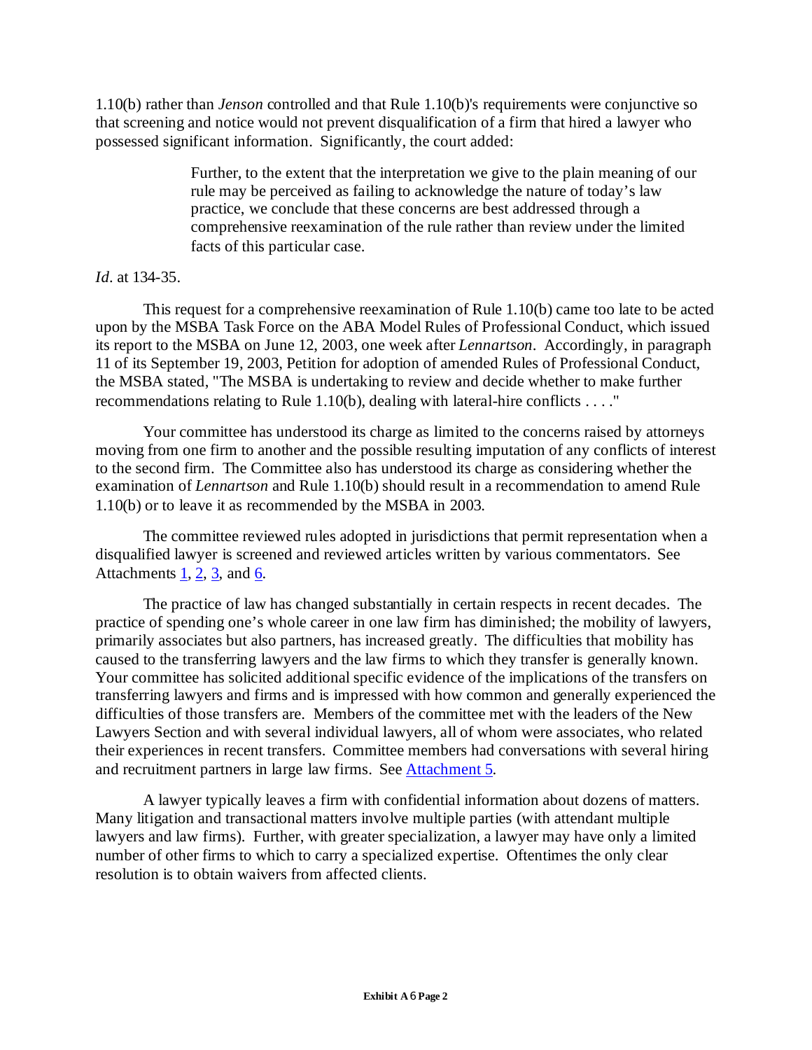1.10(b) rather than *Jenson* controlled and that Rule 1.10(b)'s requirements were conjunctive so that screening and notice would not prevent disqualification of a firm that hired a lawyer who possessed significant information. Significantly, the court added:

> Further, to the extent that the interpretation we give to the plain meaning of our rule may be perceived as failing to acknowledge the nature of today's law practice, we conclude that these concerns are best addressed through a comprehensive reexamination of the rule rather than review under the limited facts of this particular case.

*Id*. at 134-35.

This request for a comprehensive reexamination of Rule 1.10(b) came too late to be acted upon by the MSBA Task Force on the ABA Model Rules of Professional Conduct, which issued its report to the MSBA on June 12, 2003, one week after *Lennartson*. Accordingly, in paragraph 11 of its September 19, 2003, Petition for adoption of amended Rules of Professional Conduct, the MSBA stated, "The MSBA is undertaking to review and decide whether to make further recommendations relating to Rule 1.10(b), dealing with lateral-hire conflicts . . . ."

Your committee has understood its charge as limited to the concerns raised by attorneys moving from one firm to another and the possible resulting imputation of any conflicts of interest to the second firm. The Committee also has understood its charge as considering whether the examination of *Lennartson* and Rule 1.10(b) should result in a recommendation to amend Rule 1.10(b) or to leave it as recommended by the MSBA in 2003.

The committee reviewed rules adopted in jurisdictions that permit representation when a disqualified lawyer is screened and reviewed articles written by various commentators. See Attachments 1, 2, 3, and 6.

The practice of law has changed substantially in certain respects in recent decades. The practice of spending one's whole career in one law firm has diminished; the mobility of lawyers, primarily associates but also partners, has increased greatly. The difficulties that mobility has caused to the transferring lawyers and the law firms to which they transfer is generally known. Your committee has solicited additional specific evidence of the implications of the transfers on transferring lawyers and firms and is impressed with how common and generally experienced the difficulties of those transfers are. Members of the committee met with the leaders of the New Lawyers Section and with several individual lawyers, all of whom were associates, who related their experiences in recent transfers. Committee members had conversations with several hiring and recruitment partners in large law firms. See Attachment 5.

A lawyer typically leaves a firm with confidential information about dozens of matters. Many litigation and transactional matters involve multiple parties (with attendant multiple lawyers and law firms). Further, with greater specialization, a lawyer may have only a limited number of other firms to which to carry a specialized expertise. Oftentimes the only clear resolution is to obtain waivers from affected clients.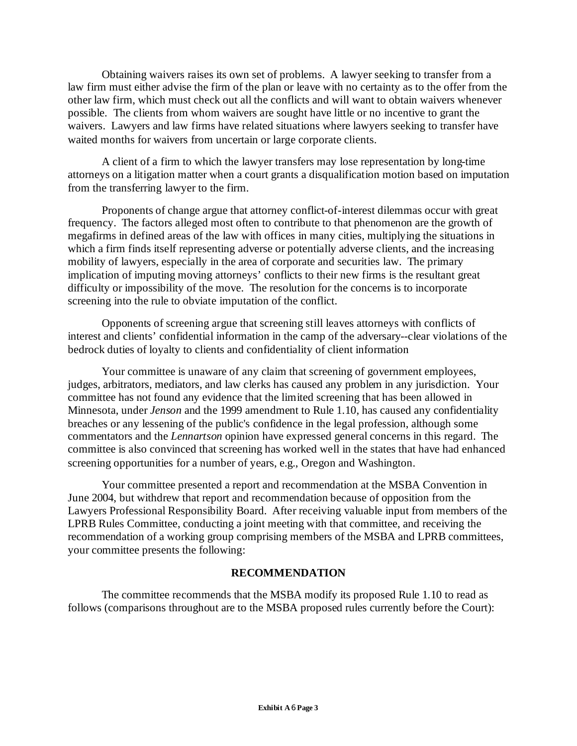Obtaining waivers raises its own set of problems. A lawyer seeking to transfer from a law firm must either advise the firm of the plan or leave with no certainty as to the offer from the other law firm, which must check out all the conflicts and will want to obtain waivers whenever possible. The clients from whom waivers are sought have little or no incentive to grant the waivers. Lawyers and law firms have related situations where lawyers seeking to transfer have waited months for waivers from uncertain or large corporate clients.

A client of a firm to which the lawyer transfers may lose representation by long-time attorneys on a litigation matter when a court grants a disqualification motion based on imputation from the transferring lawyer to the firm.

Proponents of change argue that attorney conflict-of-interest dilemmas occur with great frequency. The factors alleged most often to contribute to that phenomenon are the growth of megafirms in defined areas of the law with offices in many cities, multiplying the situations in which a firm finds itself representing adverse or potentially adverse clients, and the increasing mobility of lawyers, especially in the area of corporate and securities law. The primary implication of imputing moving attorneys' conflicts to their new firms is the resultant great difficulty or impossibility of the move. The resolution for the concerns is to incorporate screening into the rule to obviate imputation of the conflict.

Opponents of screening argue that screening still leaves attorneys with conflicts of interest and clients' confidential information in the camp of the adversary--clear violations of the bedrock duties of loyalty to clients and confidentiality of client information

Your committee is unaware of any claim that screening of government employees, judges, arbitrators, mediators, and law clerks has caused any problem in any jurisdiction. Your committee has not found any evidence that the limited screening that has been allowed in Minnesota, under *Jenson* and the 1999 amendment to Rule 1.10, has caused any confidentiality breaches or any lessening of the public's confidence in the legal profession, although some commentators and the *Lennartson* opinion have expressed general concerns in this regard. The committee is also convinced that screening has worked well in the states that have had enhanced screening opportunities for a number of years, e.g., Oregon and Washington.

Your committee presented a report and recommendation at the MSBA Convention in June 2004, but withdrew that report and recommendation because of opposition from the Lawyers Professional Responsibility Board. After receiving valuable input from members of the LPRB Rules Committee, conducting a joint meeting with that committee, and receiving the recommendation of a working group comprising members of the MSBA and LPRB committees, your committee presents the following:

## RECOMMENDATION

The committee recommends that the MSBA modify its proposed Rule 1.10 to read as follows (comparisons throughout are to the MSBA proposed rules currently before the Court):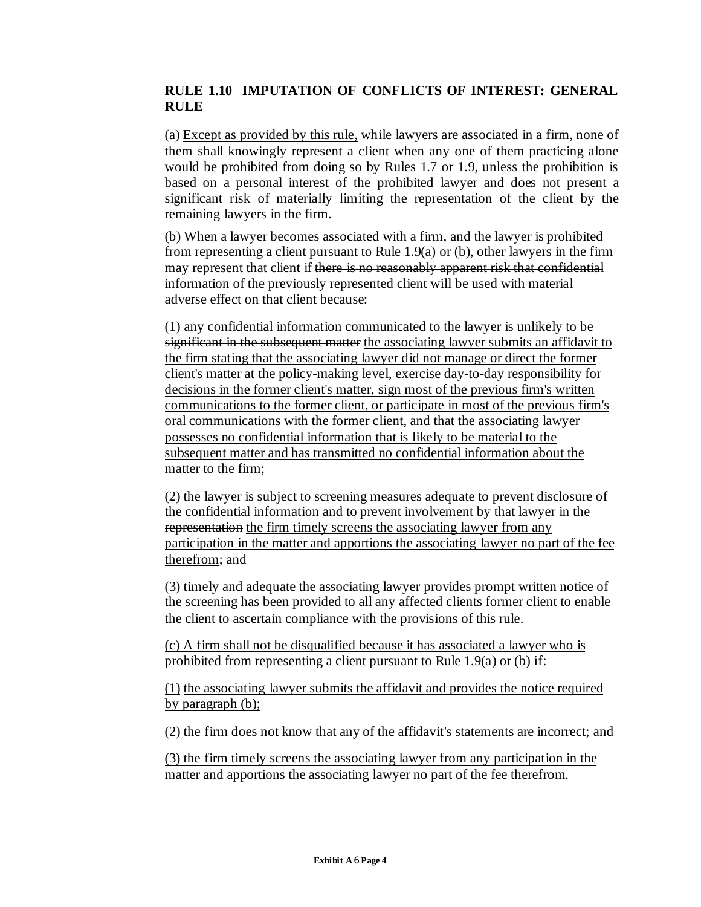**RULE 1.10 IMPUTATION OF CONFLICTS OF INTEREST: GENERAL RULE**

(a) <u>Except as provided by this rule,</u> while lawyers are associated in a firm, none of them shall knowingly represent a client when any one of them practicing alone would be prohibited from doing so by Rules 1.7 or 1.9, unless the prohibition is based on a personal interest of the prohibited lawyer and does not present a significant risk of materially limiting the representation of the client by the remaining lawyers in the firm.

(b) When a lawyer becomes associated with a firm, and the lawyer is prohibited from representing a client pursuant to Rule 1.9<u>(a) or</u> (b), other lawyers in the firm may represent that client if ~~there is no reasonably apparent risk that confidential information of the previously represented client will be used with material adverse effect on that client because~~:

(1) ~~any confidential information communicated to the lawyer is unlikely to be significant in the subsequent matter~~ <u>the associating lawyer submits an affidavit to the firm stating that the associating lawyer did not manage or direct the former client's matter at the policy-making level, exercise day-to-day responsibility for decisions in the former client's matter, sign most of the previous firm's written communications to the former client, or participate in most of the previous firm's oral communications with the former client, and that the associating lawyer possesses no confidential information that is likely to be material to the subsequent matter and has transmitted no confidential information about the matter to the firm;</u>

(2) ~~the lawyer is subject to screening measures adequate to prevent disclosure of the confidential information and to prevent involvement by that lawyer in the representation~~ <u>the firm timely screens the associating lawyer from any participation in the matter and apportions the associating lawyer no part of the fee therefrom</u>; and

(3) ~~timely and adequate~~ <u>the associating lawyer provides prompt written</u> notice ~~of the screening has been provided~~ to ~~all~~ <u>any</u> affected ~~clients~~ <u>former client to enable the client to ascertain compliance with the provisions of this rule</u>.

<u>(c) A firm shall not be disqualified because it has associated a lawyer who is prohibited from representing a client pursuant to Rule 1.9(a) or (b) if:</u>

<u>(1) the associating lawyer submits the affidavit and provides the notice required by paragraph (b);</u>

<u>(2) the firm does not know that any of the affidavit's statements are incorrect; and</u>

<u>(3) the firm timely screens the associating lawyer from any participation in the matter and apportions the associating lawyer no part of the fee therefrom</u>.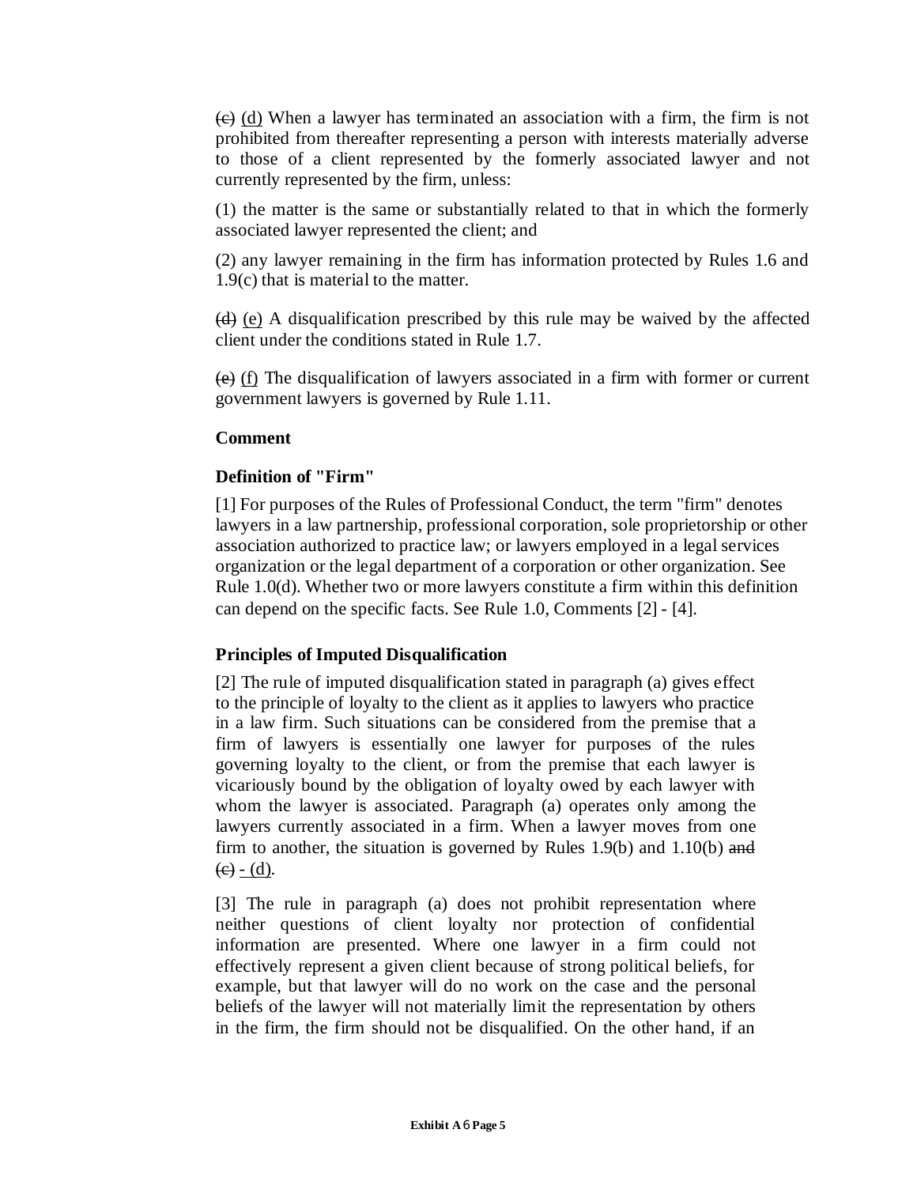~~(c)~~ (d) When a lawyer has terminated an association with a firm, the firm is not prohibited from thereafter representing a person with interests materially adverse to those of a client represented by the formerly associated lawyer and not currently represented by the firm, unless:

(1) the matter is the same or substantially related to that in which the formerly associated lawyer represented the client; and

(2) any lawyer remaining in the firm has information protected by Rules 1.6 and 1.9(c) that is material to the matter.

~~(d)~~ (e) A disqualification prescribed by this rule may be waived by the affected client under the conditions stated in Rule 1.7.

~~(e)~~ (f) The disqualification of lawyers associated in a firm with former or current government lawyers is governed by Rule 1.11.

**Comment**

**Definition of "Firm"**

[1] For purposes of the Rules of Professional Conduct, the term "firm" denotes lawyers in a law partnership, professional corporation, sole proprietorship or other association authorized to practice law; or lawyers employed in a legal services organization or the legal department of a corporation or other organization. See Rule 1.0(d). Whether two or more lawyers constitute a firm within this definition can depend on the specific facts. See Rule 1.0, Comments [2] - [4].

**Principles of Imputed Disqualification**

[2] The rule of imputed disqualification stated in paragraph (a) gives effect to the principle of loyalty to the client as it applies to lawyers who practice in a law firm. Such situations can be considered from the premise that a firm of lawyers is essentially one lawyer for purposes of the rules governing loyalty to the client, or from the premise that each lawyer is vicariously bound by the obligation of loyalty owed by each lawyer with whom the lawyer is associated. Paragraph (a) operates only among the lawyers currently associated in a firm. When a lawyer moves from one firm to another, the situation is governed by Rules 1.9(b) and 1.10(b) ~~and (c)~~ - (d).

[3] The rule in paragraph (a) does not prohibit representation where neither questions of client loyalty nor protection of confidential information are presented. Where one lawyer in a firm could not effectively represent a given client because of strong political beliefs, for example, but that lawyer will do no work on the case and the personal beliefs of the lawyer will not materially limit the representation by others in the firm, the firm should not be disqualified. On the other hand, if an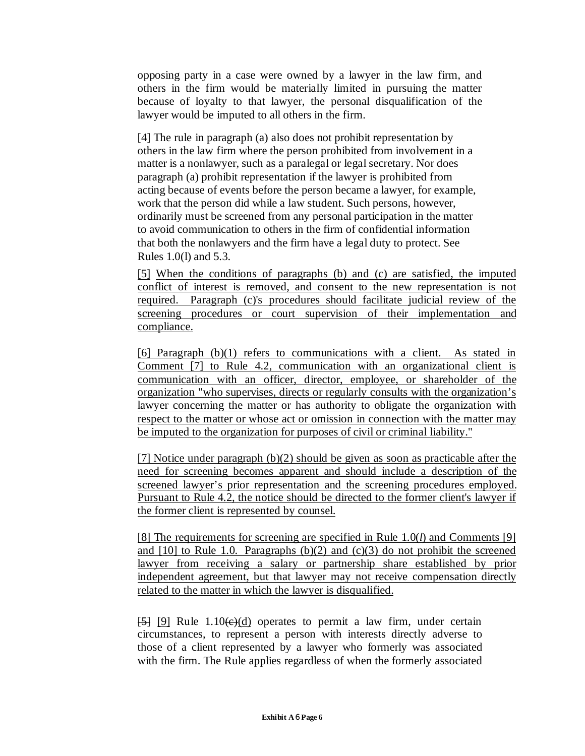opposing party in a case were owned by a lawyer in the law firm, and others in the firm would be materially limited in pursuing the matter because of loyalty to that lawyer, the personal disqualification of the lawyer would be imputed to all others in the firm.

[4] The rule in paragraph (a) also does not prohibit representation by others in the law firm where the person prohibited from involvement in a matter is a nonlawyer, such as a paralegal or legal secretary. Nor does paragraph (a) prohibit representation if the lawyer is prohibited from acting because of events before the person became a lawyer, for example, work that the person did while a law student. Such persons, however, ordinarily must be screened from any personal participation in the matter to avoid communication to others in the firm of confidential information that both the nonlawyers and the firm have a legal duty to protect. See Rules 1.0(l) and 5.3.

<u>[5] When the conditions of paragraphs (b) and (c) are satisfied, the imputed conflict of interest is removed, and consent to the new representation is not required. Paragraph (c)'s procedures should facilitate judicial review of the screening procedures or court supervision of their implementation and compliance.</u>

<u>[6] Paragraph (b)(1) refers to communications with a client. As stated in Comment [7] to Rule 4.2, communication with an organizational client is communication with an officer, director, employee, or shareholder of the organization "who supervises, directs or regularly consults with the organization's lawyer concerning the matter or has authority to obligate the organization with respect to the matter or whose act or omission in connection with the matter may be imputed to the organization for purposes of civil or criminal liability."</u>

<u>[7] Notice under paragraph (b)(2) should be given as soon as practicable after the need for screening becomes apparent and should include a description of the screened lawyer's prior representation and the screening procedures employed. Pursuant to Rule 4.2, the notice should be directed to the former client's lawyer if the former client is represented by counsel.</u>

<u>[8] The requirements for screening are specified in Rule 1.0(*l*) and Comments [9] and [10] to Rule 1.0. Paragraphs (b)(2) and (c)(3) do not prohibit the screened lawyer from receiving a salary or partnership share established by prior independent agreement, but that lawyer may not receive compensation directly related to the matter in which the lawyer is disqualified.</u>

~~[5]~~ <u>[9]</u> Rule 1.10~~(c)~~<u>(d)</u> operates to permit a law firm, under certain circumstances, to represent a person with interests directly adverse to those of a client represented by a lawyer who formerly was associated with the firm. The Rule applies regardless of when the formerly associated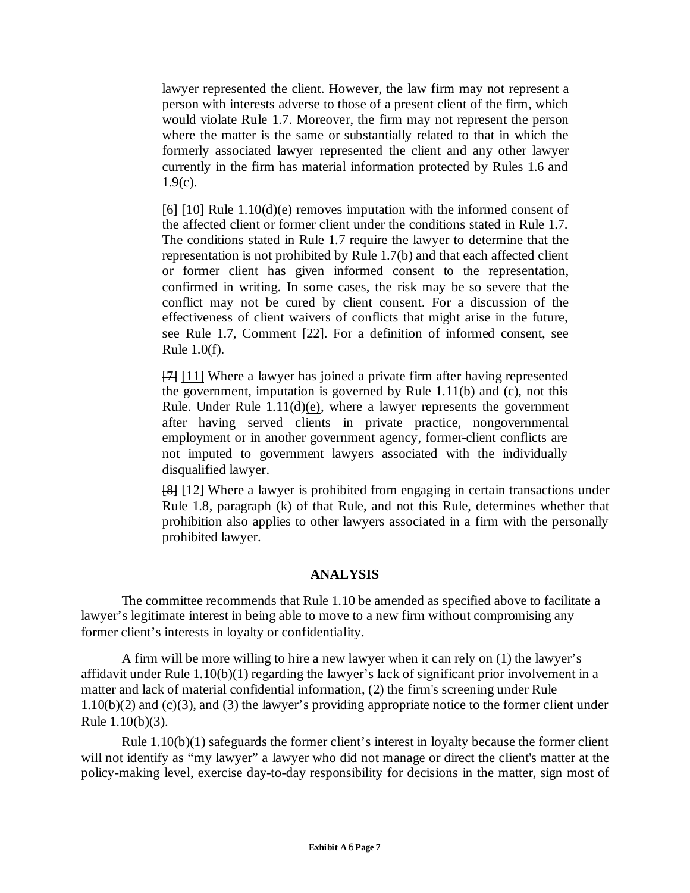lawyer represented the client. However, the law firm may not represent a person with interests adverse to those of a present client of the firm, which would violate Rule 1.7. Moreover, the firm may not represent the person where the matter is the same or substantially related to that in which the formerly associated lawyer represented the client and any other lawyer currently in the firm has material information protected by Rules 1.6 and 1.9(c).

~~[6]~~ [10] Rule 1.10~~(d)~~(e) removes imputation with the informed consent of the affected client or former client under the conditions stated in Rule 1.7. The conditions stated in Rule 1.7 require the lawyer to determine that the representation is not prohibited by Rule 1.7(b) and that each affected client or former client has given informed consent to the representation, confirmed in writing. In some cases, the risk may be so severe that the conflict may not be cured by client consent. For a discussion of the effectiveness of client waivers of conflicts that might arise in the future, see Rule 1.7, Comment [22]. For a definition of informed consent, see Rule 1.0(f).

~~[7]~~ [11] Where a lawyer has joined a private firm after having represented the government, imputation is governed by Rule 1.11(b) and (c), not this Rule. Under Rule 1.11~~(d)~~(e), where a lawyer represents the government after having served clients in private practice, nongovernmental employment or in another government agency, former-client conflicts are not imputed to government lawyers associated with the individually disqualified lawyer.

~~[8]~~ [12] Where a lawyer is prohibited from engaging in certain transactions under Rule 1.8, paragraph (k) of that Rule, and not this Rule, determines whether that prohibition also applies to other lawyers associated in a firm with the personally prohibited lawyer.

## ANALYSIS

The committee recommends that Rule 1.10 be amended as specified above to facilitate a lawyer's legitimate interest in being able to move to a new firm without compromising any former client's interests in loyalty or confidentiality.

A firm will be more willing to hire a new lawyer when it can rely on (1) the lawyer's affidavit under Rule 1.10(b)(1) regarding the lawyer's lack of significant prior involvement in a matter and lack of material confidential information, (2) the firm's screening under Rule 1.10(b)(2) and (c)(3), and (3) the lawyer's providing appropriate notice to the former client under Rule 1.10(b)(3).

Rule 1.10(b)(1) safeguards the former client's interest in loyalty because the former client will not identify as "my lawyer" a lawyer who did not manage or direct the client's matter at the policy-making level, exercise day-to-day responsibility for decisions in the matter, sign most of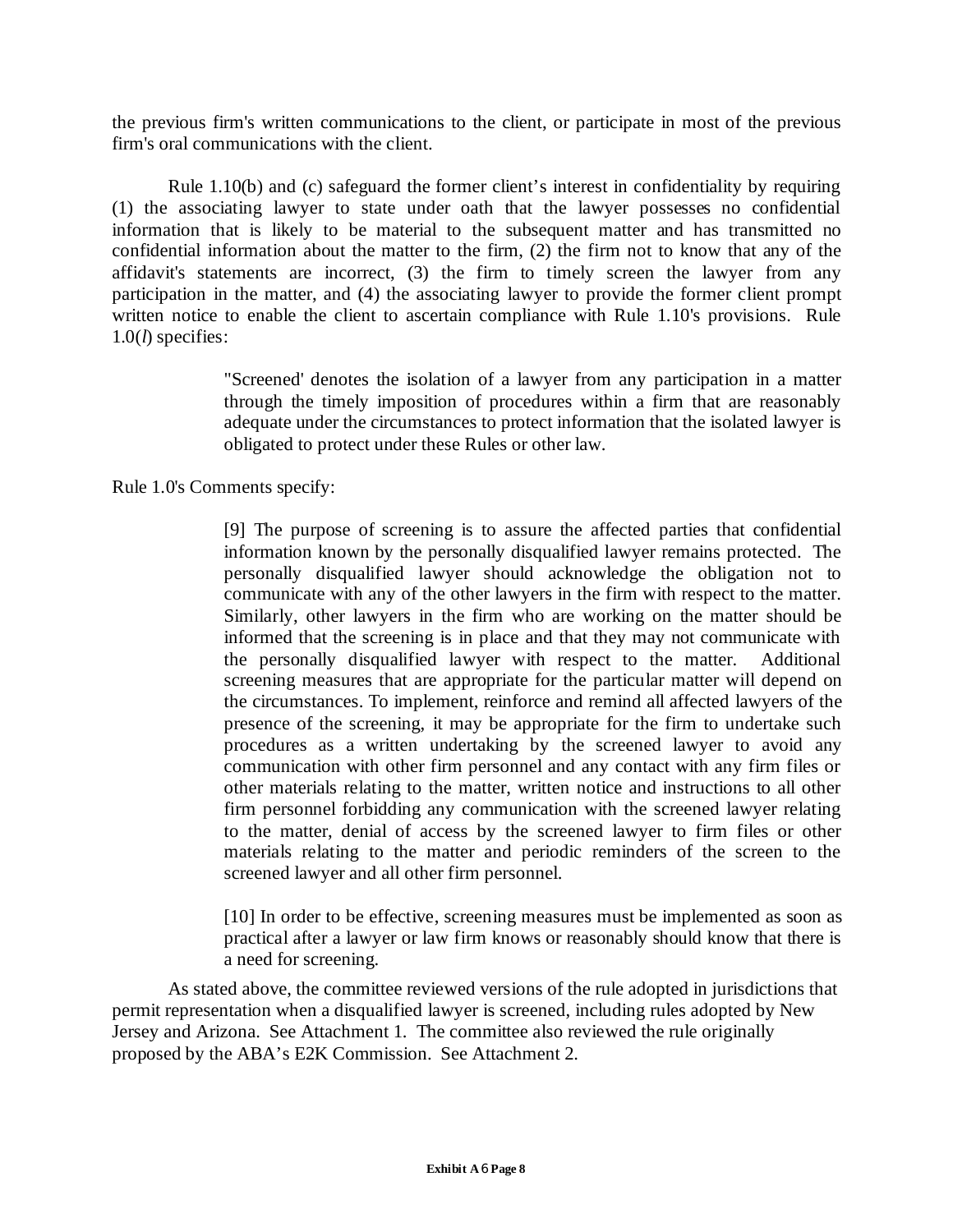the previous firm's written communications to the client, or participate in most of the previous firm's oral communications with the client.

Rule 1.10(b) and (c) safeguard the former client's interest in confidentiality by requiring (1) the associating lawyer to state under oath that the lawyer possesses no confidential information that is likely to be material to the subsequent matter and has transmitted no confidential information about the matter to the firm, (2) the firm not to know that any of the affidavit's statements are incorrect, (3) the firm to timely screen the lawyer from any participation in the matter, and (4) the associating lawyer to provide the former client prompt written notice to enable the client to ascertain compliance with Rule 1.10's provisions. Rule 1.0(*l*) specifies:

> "Screened' denotes the isolation of a lawyer from any participation in a matter through the timely imposition of procedures within a firm that are reasonably adequate under the circumstances to protect information that the isolated lawyer is obligated to protect under these Rules or other law.

Rule 1.0's Comments specify:

> [9] The purpose of screening is to assure the affected parties that confidential information known by the personally disqualified lawyer remains protected. The personally disqualified lawyer should acknowledge the obligation not to communicate with any of the other lawyers in the firm with respect to the matter. Similarly, other lawyers in the firm who are working on the matter should be informed that the screening is in place and that they may not communicate with the personally disqualified lawyer with respect to the matter. Additional screening measures that are appropriate for the particular matter will depend on the circumstances. To implement, reinforce and remind all affected lawyers of the presence of the screening, it may be appropriate for the firm to undertake such procedures as a written undertaking by the screened lawyer to avoid any communication with other firm personnel and any contact with any firm files or other materials relating to the matter, written notice and instructions to all other firm personnel forbidding any communication with the screened lawyer relating to the matter, denial of access by the screened lawyer to firm files or other materials relating to the matter and periodic reminders of the screen to the screened lawyer and all other firm personnel.
>
> [10] In order to be effective, screening measures must be implemented as soon as practical after a lawyer or law firm knows or reasonably should know that there is a need for screening.

As stated above, the committee reviewed versions of the rule adopted in jurisdictions that permit representation when a disqualified lawyer is screened, including rules adopted by New Jersey and Arizona. See Attachment 1. The committee also reviewed the rule originally proposed by the ABA's E2K Commission. See Attachment 2.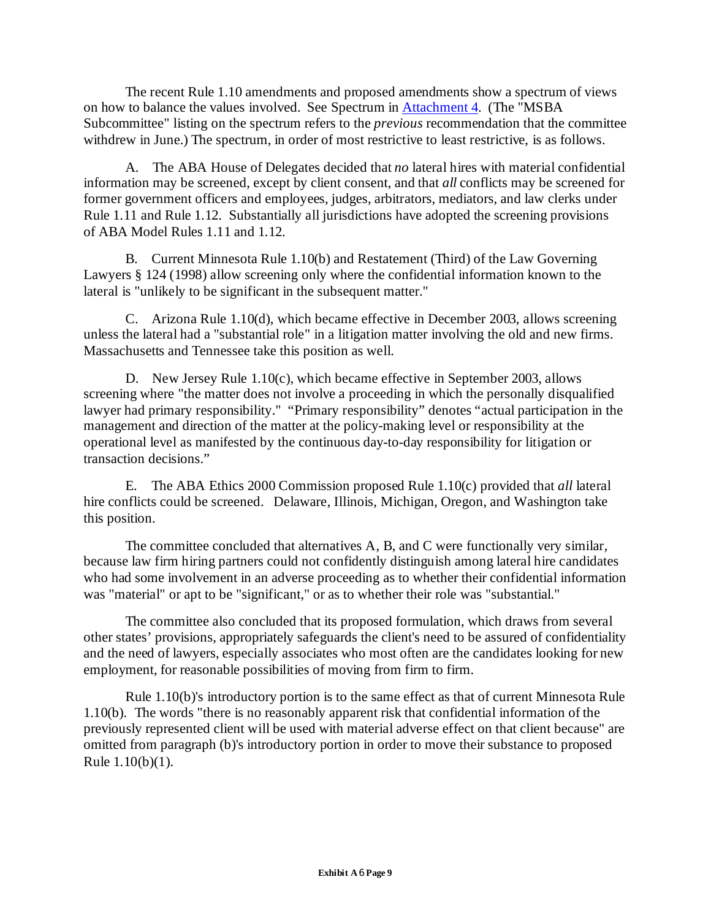The recent Rule 1.10 amendments and proposed amendments show a spectrum of views on how to balance the values involved. See Spectrum in [Attachment 4](). (The "MSBA Subcommittee" listing on the spectrum refers to the *previous* recommendation that the committee withdrew in June.) The spectrum, in order of most restrictive to least restrictive, is as follows.

A. The ABA House of Delegates decided that *no* lateral hires with material confidential information may be screened, except by client consent, and that *all* conflicts may be screened for former government officers and employees, judges, arbitrators, mediators, and law clerks under Rule 1.11 and Rule 1.12. Substantially all jurisdictions have adopted the screening provisions of ABA Model Rules 1.11 and 1.12.

B. Current Minnesota Rule 1.10(b) and Restatement (Third) of the Law Governing Lawyers § 124 (1998) allow screening only where the confidential information known to the lateral is "unlikely to be significant in the subsequent matter."

C. Arizona Rule 1.10(d), which became effective in December 2003, allows screening unless the lateral had a "substantial role" in a litigation matter involving the old and new firms. Massachusetts and Tennessee take this position as well.

D. New Jersey Rule 1.10(c), which became effective in September 2003, allows screening where "the matter does not involve a proceeding in which the personally disqualified lawyer had primary responsibility." "Primary responsibility" denotes "actual participation in the management and direction of the matter at the policy-making level or responsibility at the operational level as manifested by the continuous day-to-day responsibility for litigation or transaction decisions."

E. The ABA Ethics 2000 Commission proposed Rule 1.10(c) provided that *all* lateral hire conflicts could be screened. Delaware, Illinois, Michigan, Oregon, and Washington take this position.

The committee concluded that alternatives A, B, and C were functionally very similar, because law firm hiring partners could not confidently distinguish among lateral hire candidates who had some involvement in an adverse proceeding as to whether their confidential information was "material" or apt to be "significant," or as to whether their role was "substantial."

The committee also concluded that its proposed formulation, which draws from several other states' provisions, appropriately safeguards the client's need to be assured of confidentiality and the need of lawyers, especially associates who most often are the candidates looking for new employment, for reasonable possibilities of moving from firm to firm.

Rule 1.10(b)'s introductory portion is to the same effect as that of current Minnesota Rule 1.10(b). The words "there is no reasonably apparent risk that confidential information of the previously represented client will be used with material adverse effect on that client because" are omitted from paragraph (b)'s introductory portion in order to move their substance to proposed Rule 1.10(b)(1).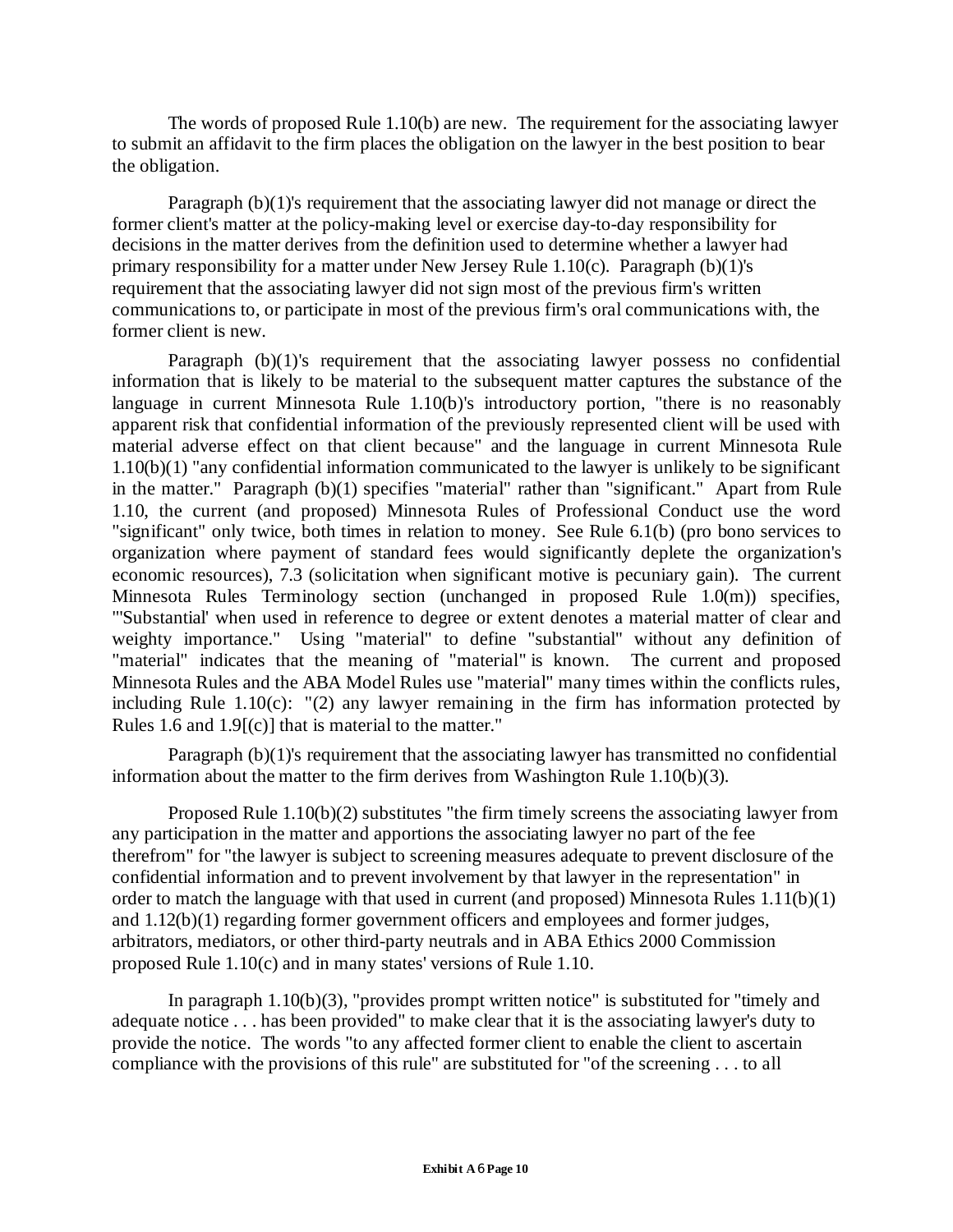The words of proposed Rule 1.10(b) are new. The requirement for the associating lawyer to submit an affidavit to the firm places the obligation on the lawyer in the best position to bear the obligation.

Paragraph (b)(1)'s requirement that the associating lawyer did not manage or direct the former client's matter at the policy-making level or exercise day-to-day responsibility for decisions in the matter derives from the definition used to determine whether a lawyer had primary responsibility for a matter under New Jersey Rule 1.10(c). Paragraph (b)(1)'s requirement that the associating lawyer did not sign most of the previous firm's written communications to, or participate in most of the previous firm's oral communications with, the former client is new.

Paragraph (b)(1)'s requirement that the associating lawyer possess no confidential information that is likely to be material to the subsequent matter captures the substance of the language in current Minnesota Rule 1.10(b)'s introductory portion, "there is no reasonably apparent risk that confidential information of the previously represented client will be used with material adverse effect on that client because" and the language in current Minnesota Rule 1.10(b)(1) "any confidential information communicated to the lawyer is unlikely to be significant in the matter." Paragraph (b)(1) specifies "material" rather than "significant." Apart from Rule 1.10, the current (and proposed) Minnesota Rules of Professional Conduct use the word "significant" only twice, both times in relation to money. See Rule 6.1(b) (pro bono services to organization where payment of standard fees would significantly deplete the organization's economic resources), 7.3 (solicitation when significant motive is pecuniary gain). The current Minnesota Rules Terminology section (unchanged in proposed Rule 1.0(m)) specifies, "'Substantial' when used in reference to degree or extent denotes a material matter of clear and weighty importance." Using "material" to define "substantial" without any definition of "material" indicates that the meaning of "material" is known. The current and proposed Minnesota Rules and the ABA Model Rules use "material" many times within the conflicts rules, including Rule 1.10(c): "(2) any lawyer remaining in the firm has information protected by Rules 1.6 and 1.9[(c)] that is material to the matter."

Paragraph (b)(1)'s requirement that the associating lawyer has transmitted no confidential information about the matter to the firm derives from Washington Rule 1.10(b)(3).

Proposed Rule 1.10(b)(2) substitutes "the firm timely screens the associating lawyer from any participation in the matter and apportions the associating lawyer no part of the fee therefrom" for "the lawyer is subject to screening measures adequate to prevent disclosure of the confidential information and to prevent involvement by that lawyer in the representation" in order to match the language with that used in current (and proposed) Minnesota Rules 1.11(b)(1) and 1.12(b)(1) regarding former government officers and employees and former judges, arbitrators, mediators, or other third-party neutrals and in ABA Ethics 2000 Commission proposed Rule 1.10(c) and in many states' versions of Rule 1.10.

In paragraph 1.10(b)(3), "provides prompt written notice" is substituted for "timely and adequate notice . . . has been provided" to make clear that it is the associating lawyer's duty to provide the notice. The words "to any affected former client to enable the client to ascertain compliance with the provisions of this rule" are substituted for "of the screening . . . to all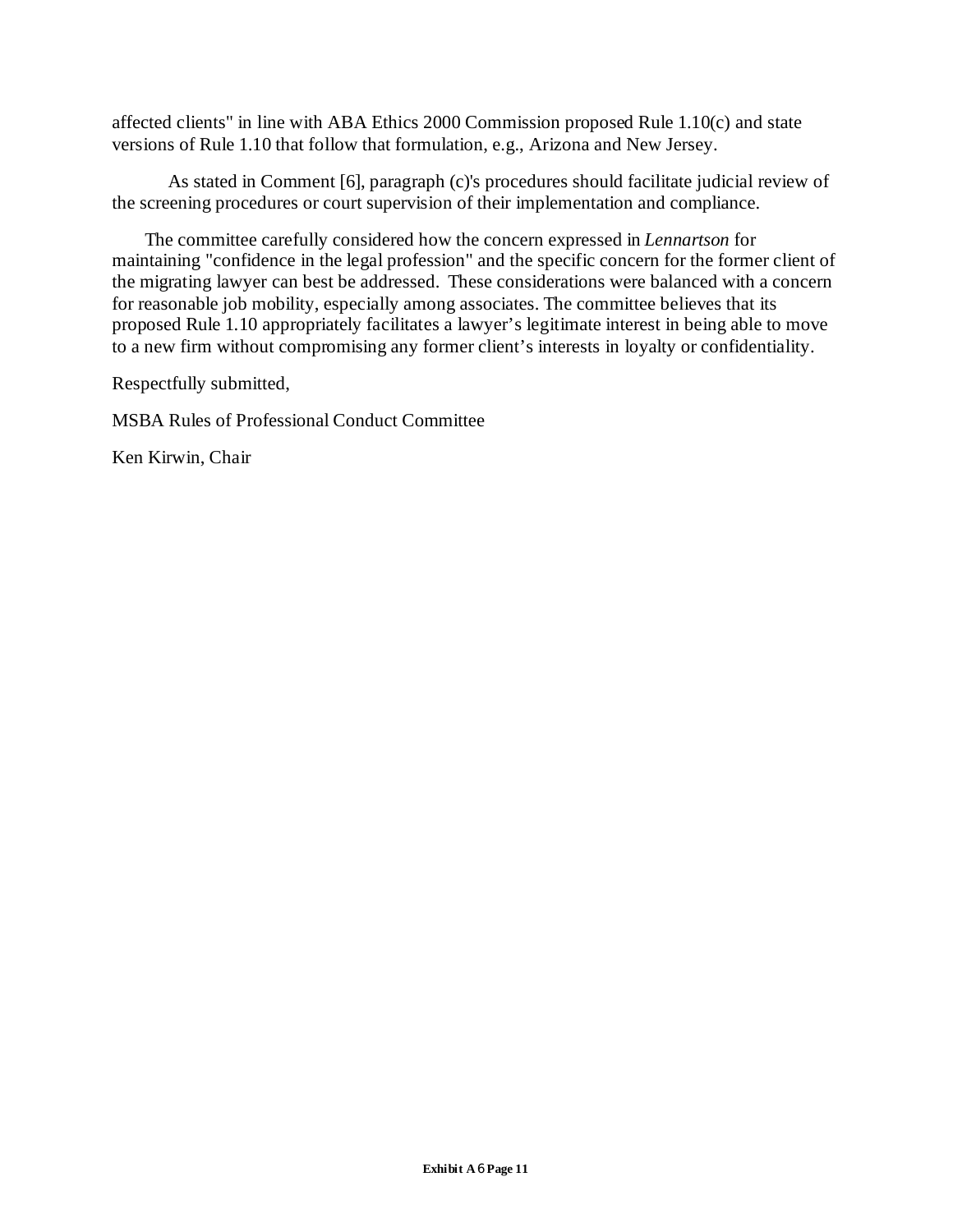affected clients" in line with ABA Ethics 2000 Commission proposed Rule 1.10(c) and state versions of Rule 1.10 that follow that formulation, e.g., Arizona and New Jersey.

As stated in Comment [6], paragraph (c)'s procedures should facilitate judicial review of the screening procedures or court supervision of their implementation and compliance.

The committee carefully considered how the concern expressed in *Lennartson* for maintaining "confidence in the legal profession" and the specific concern for the former client of the migrating lawyer can best be addressed. These considerations were balanced with a concern for reasonable job mobility, especially among associates. The committee believes that its proposed Rule 1.10 appropriately facilitates a lawyer's legitimate interest in being able to move to a new firm without compromising any former client's interests in loyalty or confidentiality.

Respectfully submitted,

MSBA Rules of Professional Conduct Committee

Ken Kirwin, Chair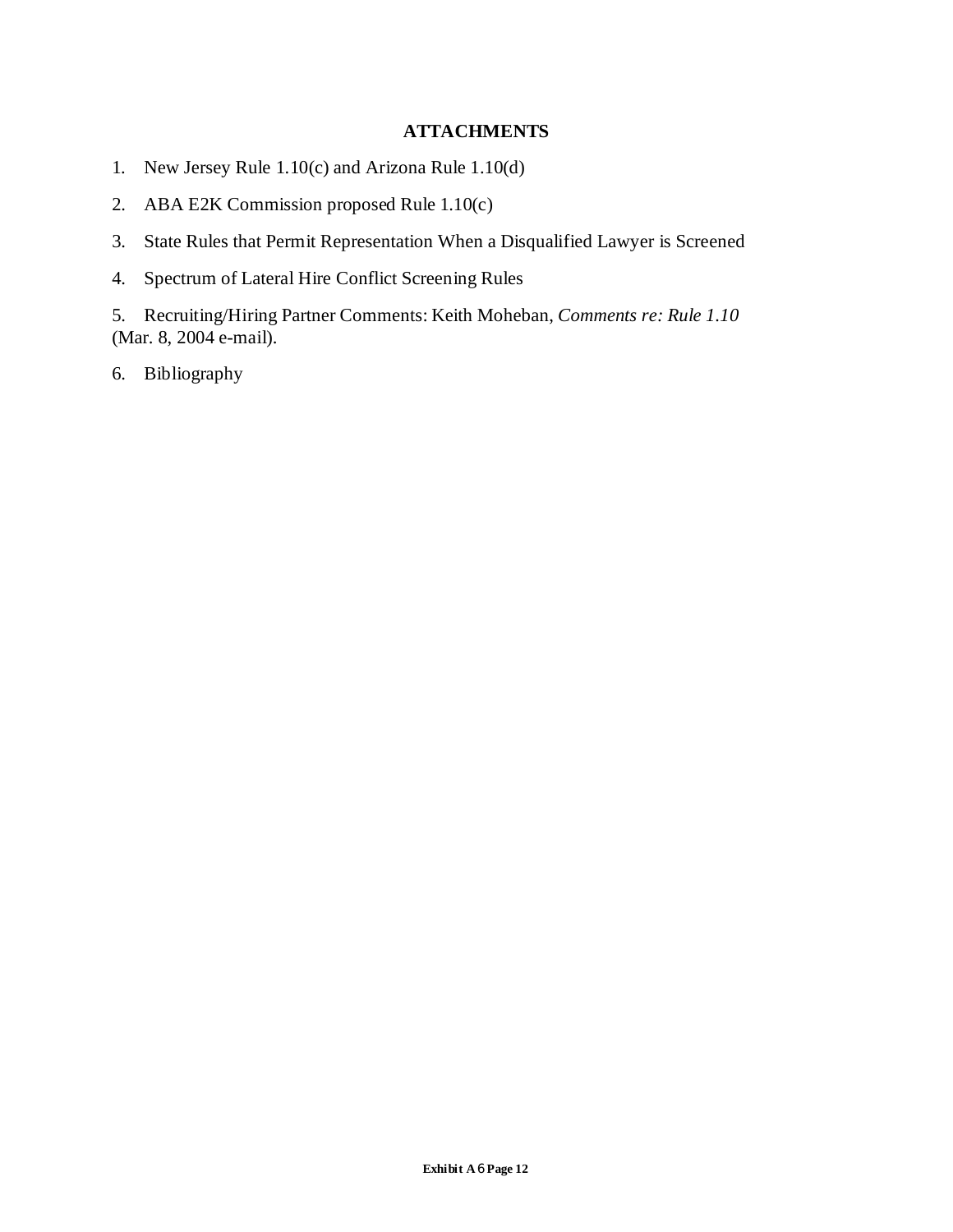## ATTACHMENTS

1. New Jersey Rule 1.10(c) and Arizona Rule 1.10(d)
2. ABA E2K Commission proposed Rule 1.10(c)
3. State Rules that Permit Representation When a Disqualified Lawyer is Screened
4. Spectrum of Lateral Hire Conflict Screening Rules
5. Recruiting/Hiring Partner Comments: Keith Moheban, *Comments re: Rule 1.10* (Mar. 8, 2004 e-mail).
6. Bibliography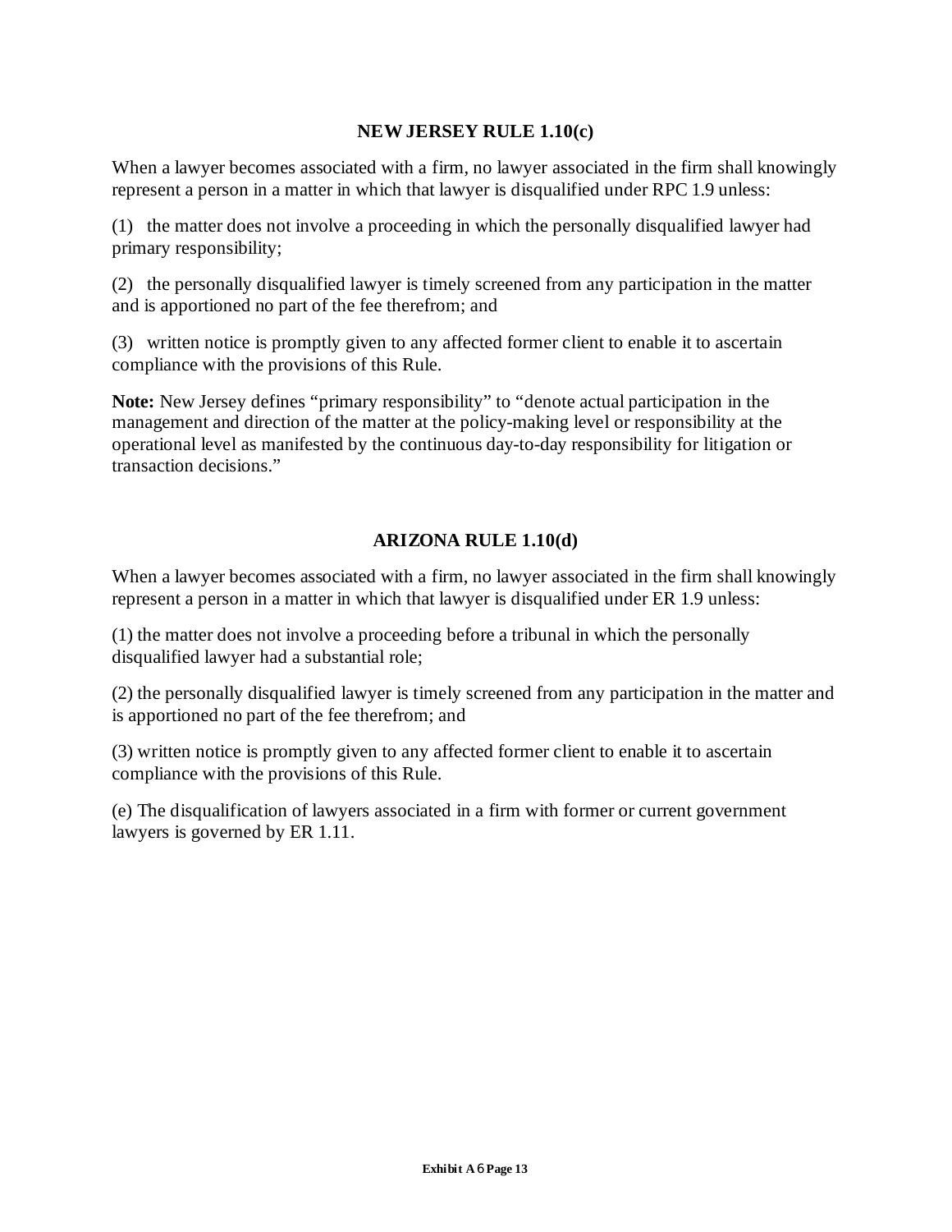## NEW JERSEY RULE 1.10(c)

When a lawyer becomes associated with a firm, no lawyer associated in the firm shall knowingly represent a person in a matter in which that lawyer is disqualified under RPC 1.9 unless:

(1) the matter does not involve a proceeding in which the personally disqualified lawyer had primary responsibility;

(2) the personally disqualified lawyer is timely screened from any participation in the matter and is apportioned no part of the fee therefrom; and

(3) written notice is promptly given to any affected former client to enable it to ascertain compliance with the provisions of this Rule.

**Note:** New Jersey defines "primary responsibility" to "denote actual participation in the management and direction of the matter at the policy-making level or responsibility at the operational level as manifested by the continuous day-to-day responsibility for litigation or transaction decisions."

## ARIZONA RULE 1.10(d)

When a lawyer becomes associated with a firm, no lawyer associated in the firm shall knowingly represent a person in a matter in which that lawyer is disqualified under ER 1.9 unless:

(1) the matter does not involve a proceeding before a tribunal in which the personally disqualified lawyer had a substantial role;

(2) the personally disqualified lawyer is timely screened from any participation in the matter and is apportioned no part of the fee therefrom; and

(3) written notice is promptly given to any affected former client to enable it to ascertain compliance with the provisions of this Rule.

(e) The disqualification of lawyers associated in a firm with former or current government lawyers is governed by ER 1.11.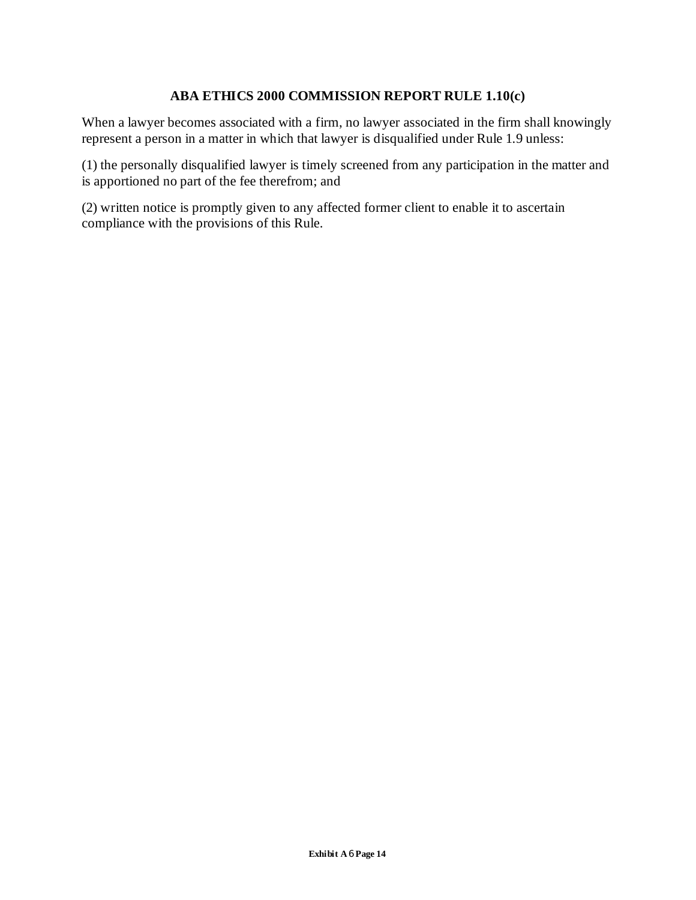## ABA ETHICS 2000 COMMISSION REPORT RULE 1.10(c)

When a lawyer becomes associated with a firm, no lawyer associated in the firm shall knowingly represent a person in a matter in which that lawyer is disqualified under Rule 1.9 unless:

(1) the personally disqualified lawyer is timely screened from any participation in the matter and is apportioned no part of the fee therefrom; and

(2) written notice is promptly given to any affected former client to enable it to ascertain compliance with the provisions of this Rule.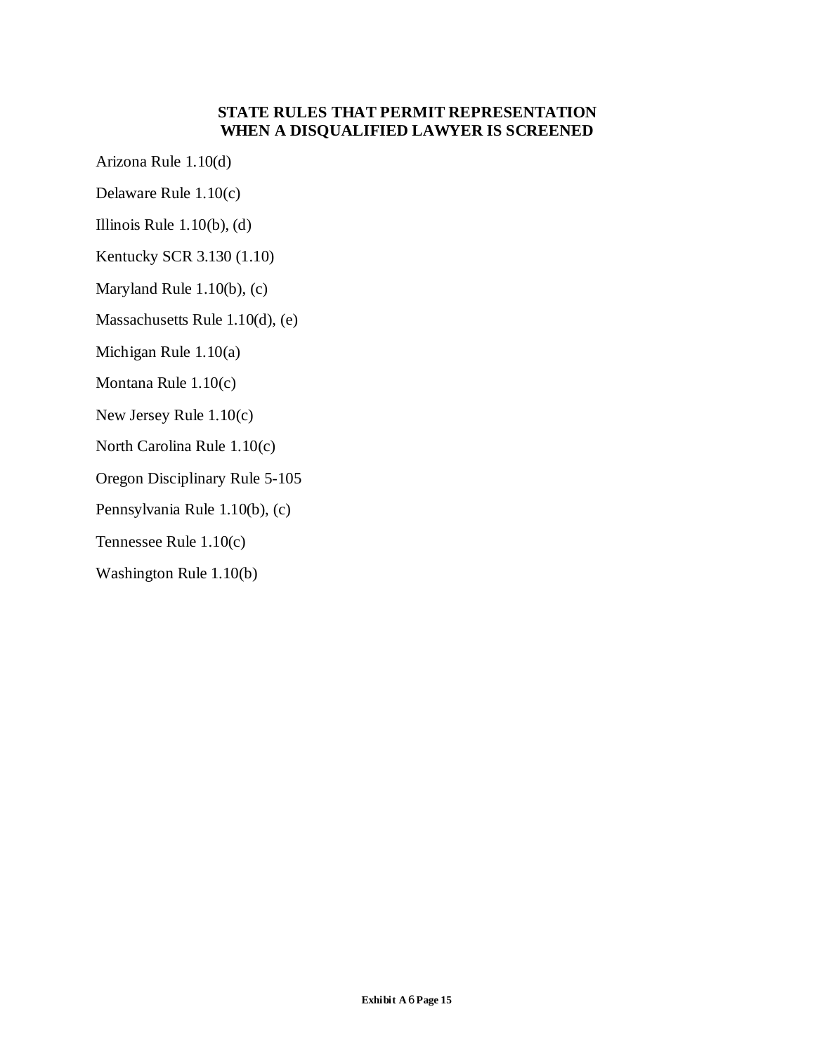## STATE RULES THAT PERMIT REPRESENTATION WHEN A DISQUALIFIED LAWYER IS SCREENED

Arizona Rule 1.10(d)

Delaware Rule 1.10(c)

Illinois Rule 1.10(b), (d)

Kentucky SCR 3.130 (1.10)

Maryland Rule 1.10(b), (c)

Massachusetts Rule 1.10(d), (e)

Michigan Rule 1.10(a)

Montana Rule 1.10(c)

New Jersey Rule 1.10(c)

North Carolina Rule 1.10(c)

Oregon Disciplinary Rule 5-105

Pennsylvania Rule 1.10(b), (c)

Tennessee Rule 1.10(c)

Washington Rule 1.10(b)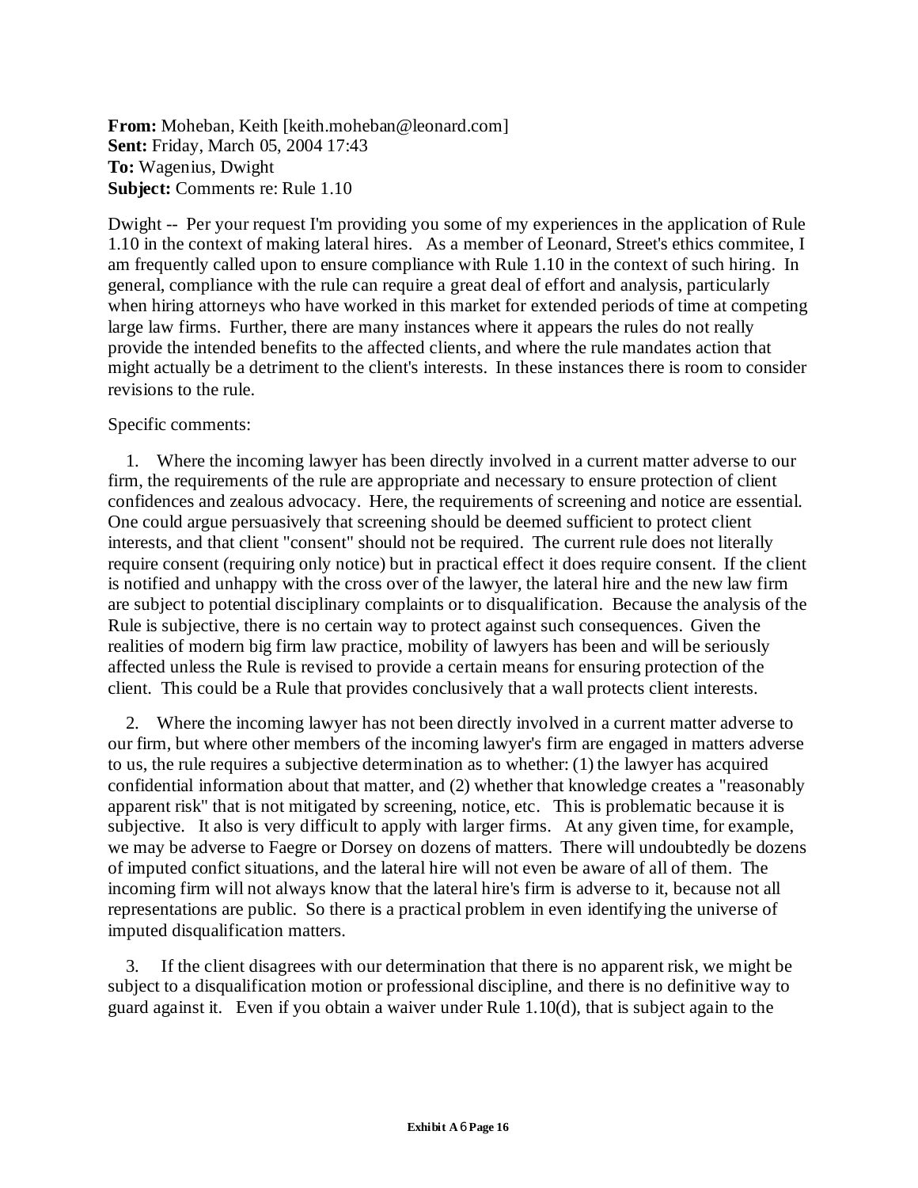**From:** Moheban, Keith [keith.moheban@leonard.com]
**Sent:** Friday, March 05, 2004 17:43
**To:** Wagenius, Dwight
**Subject:** Comments re: Rule 1.10

Dwight -- Per your request I'm providing you some of my experiences in the application of Rule 1.10 in the context of making lateral hires. As a member of Leonard, Street's ethics commitee, I am frequently called upon to ensure compliance with Rule 1.10 in the context of such hiring. In general, compliance with the rule can require a great deal of effort and analysis, particularly when hiring attorneys who have worked in this market for extended periods of time at competing large law firms. Further, there are many instances where it appears the rules do not really provide the intended benefits to the affected clients, and where the rule mandates action that might actually be a detriment to the client's interests. In these instances there is room to consider revisions to the rule.

Specific comments:

1. Where the incoming lawyer has been directly involved in a current matter adverse to our firm, the requirements of the rule are appropriate and necessary to ensure protection of client confidences and zealous advocacy. Here, the requirements of screening and notice are essential. One could argue persuasively that screening should be deemed sufficient to protect client interests, and that client "consent" should not be required. The current rule does not literally require consent (requiring only notice) but in practical effect it does require consent. If the client is notified and unhappy with the cross over of the lawyer, the lateral hire and the new law firm are subject to potential disciplinary complaints or to disqualification. Because the analysis of the Rule is subjective, there is no certain way to protect against such consequences. Given the realities of modern big firm law practice, mobility of lawyers has been and will be seriously affected unless the Rule is revised to provide a certain means for ensuring protection of the client. This could be a Rule that provides conclusively that a wall protects client interests.

2. Where the incoming lawyer has not been directly involved in a current matter adverse to our firm, but where other members of the incoming lawyer's firm are engaged in matters adverse to us, the rule requires a subjective determination as to whether: (1) the lawyer has acquired confidential information about that matter, and (2) whether that knowledge creates a "reasonably apparent risk" that is not mitigated by screening, notice, etc. This is problematic because it is subjective. It also is very difficult to apply with larger firms. At any given time, for example, we may be adverse to Faegre or Dorsey on dozens of matters. There will undoubtedly be dozens of imputed confict situations, and the lateral hire will not even be aware of all of them. The incoming firm will not always know that the lateral hire's firm is adverse to it, because not all representations are public. So there is a practical problem in even identifying the universe of imputed disqualification matters.

3. If the client disagrees with our determination that there is no apparent risk, we might be subject to a disqualification motion or professional discipline, and there is no definitive way to guard against it. Even if you obtain a waiver under Rule 1.10(d), that is subject again to the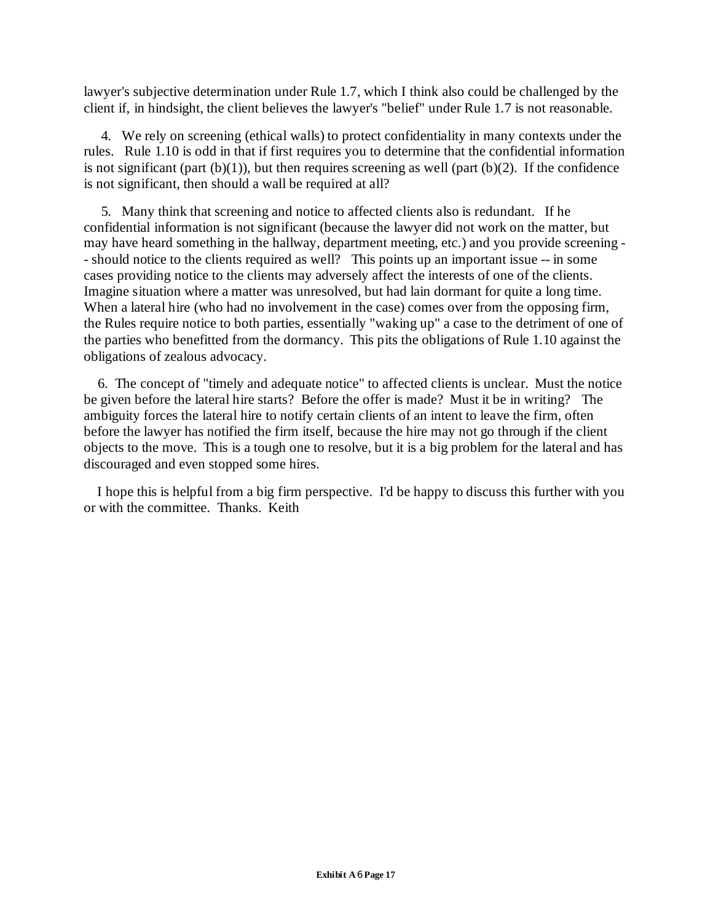lawyer's subjective determination under Rule 1.7, which I think also could be challenged by the client if, in hindsight, the client believes the lawyer's "belief" under Rule 1.7 is not reasonable.

4. We rely on screening (ethical walls) to protect confidentiality in many contexts under the rules. Rule 1.10 is odd in that if first requires you to determine that the confidential information is not significant (part (b)(1)), but then requires screening as well (part (b)(2). If the confidence is not significant, then should a wall be required at all?

5. Many think that screening and notice to affected clients also is redundant. If he confidential information is not significant (because the lawyer did not work on the matter, but may have heard something in the hallway, department meeting, etc.) and you provide screening -- should notice to the clients required as well? This points up an important issue -- in some cases providing notice to the clients may adversely affect the interests of one of the clients. Imagine situation where a matter was unresolved, but had lain dormant for quite a long time. When a lateral hire (who had no involvement in the case) comes over from the opposing firm, the Rules require notice to both parties, essentially "waking up" a case to the detriment of one of the parties who benefitted from the dormancy. This pits the obligations of Rule 1.10 against the obligations of zealous advocacy.

6. The concept of "timely and adequate notice" to affected clients is unclear. Must the notice be given before the lateral hire starts? Before the offer is made? Must it be in writing? The ambiguity forces the lateral hire to notify certain clients of an intent to leave the firm, often before the lawyer has notified the firm itself, because the hire may not go through if the client objects to the move. This is a tough one to resolve, but it is a big problem for the lateral and has discouraged and even stopped some hires.

I hope this is helpful from a big firm perspective. I'd be happy to discuss this further with you or with the committee. Thanks. Keith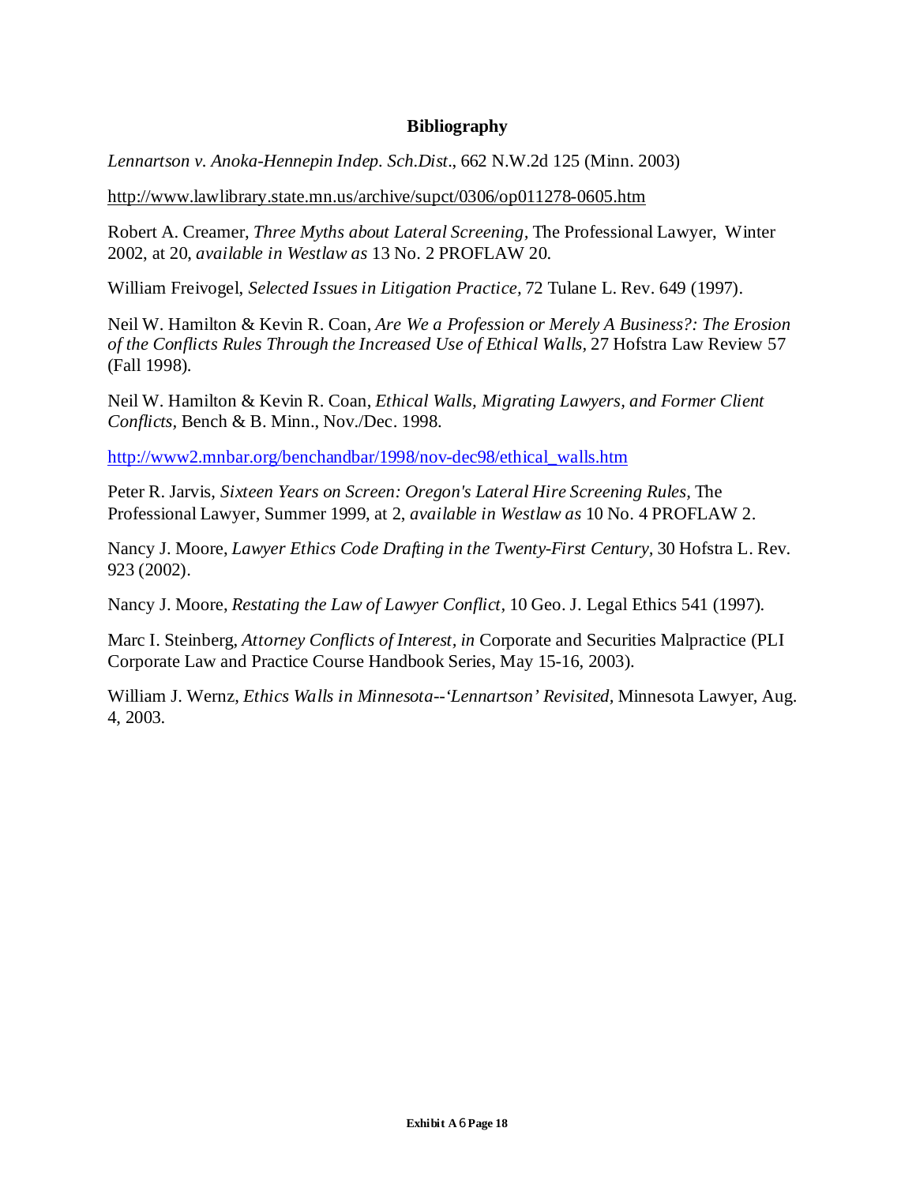## Bibliography

*Lennartson v. Anoka-Hennepin Indep. Sch.Dist*., 662 N.W.2d 125 (Minn. 2003)

http://www.lawlibrary.state.mn.us/archive/supct/0306/op011278-0605.htm

Robert A. Creamer, *Three Myths about Lateral Screening*, The Professional Lawyer, Winter 2002, at 20, *available in Westlaw as* 13 No. 2 PROFLAW 20.

William Freivogel, *Selected Issues in Litigation Practice*, 72 Tulane L. Rev. 649 (1997).

Neil W. Hamilton & Kevin R. Coan, *Are We a Profession or Merely A Business?: The Erosion of the Conflicts Rules Through the Increased Use of Ethical Walls*, 27 Hofstra Law Review 57 (Fall 1998).

Neil W. Hamilton & Kevin R. Coan, *Ethical Walls, Migrating Lawyers, and Former Client Conflicts*, Bench & B. Minn., Nov./Dec. 1998.

http://www2.mnbar.org/benchandbar/1998/nov-dec98/ethical_walls.htm

Peter R. Jarvis, *Sixteen Years on Screen: Oregon's Lateral Hire Screening Rules*, The Professional Lawyer, Summer 1999, at 2, *available in Westlaw as* 10 No. 4 PROFLAW 2.

Nancy J. Moore, *Lawyer Ethics Code Drafting in the Twenty-First Century*, 30 Hofstra L. Rev. 923 (2002).

Nancy J. Moore, *Restating the Law of Lawyer Conflict*, 10 Geo. J. Legal Ethics 541 (1997).

Marc I. Steinberg, *Attorney Conflicts of Interest*, *in* Corporate and Securities Malpractice (PLI Corporate Law and Practice Course Handbook Series, May 15-16, 2003).

William J. Wernz, *Ethics Walls in Minnesota--'Lennartson' Revisited*, Minnesota Lawyer, Aug. 4, 2003.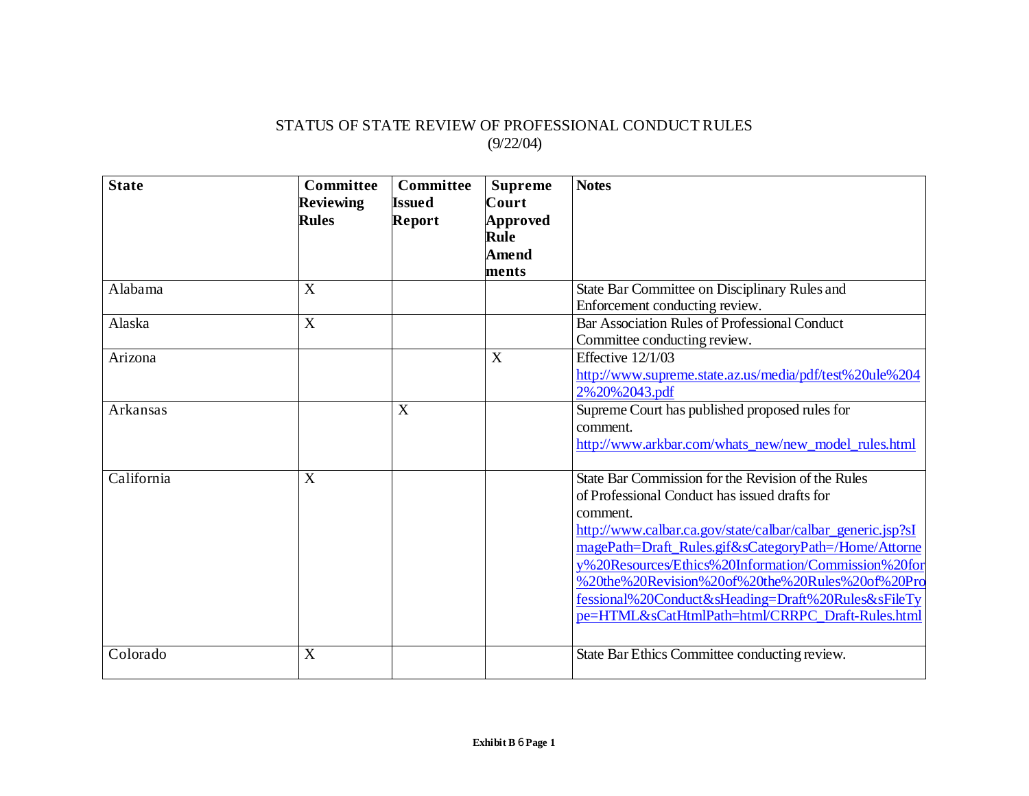STATUS OF STATE REVIEW OF PROFESSIONAL CONDUCT RULES
(9/22/04)

| State | Committee Reviewing Rules | Committee Issued Report | Supreme Court Approved Rule Amendments | Notes |
|---|---|---|---|---|
| Alabama | X | | | State Bar Committee on Disciplinary Rules and Enforcement conducting review. |
| Alaska | X | | | Bar Association Rules of Professional Conduct Committee conducting review. |
| Arizona | | | X | Effective 12/1/03 http://www.supreme.state.az.us/media/pdf/test%20ule%2042%20%2043.pdf |
| Arkansas | | X | | Supreme Court has published proposed rules for comment. http://www.arkbar.com/whats_new/new_model_rules.html |
| California | X | | | State Bar Commission for the Revision of the Rules of Professional Conduct has issued drafts for comment. http://www.calbar.ca.gov/state/calbar/calbar_generic.jsp?sImagePath=Draft_Rules.gif&sCategoryPath=/Home/Attorney%20Resources/Ethics%20Information/Commission%20for%20the%20Revision%20of%20the%20Rules%20of%20Professional%20Conduct&sHeading=Draft%20Rules&sFileType=HTML&sCatHtmlPath=html/CRRPC_Draft-Rules.html |
| Colorado | X | | | State Bar Ethics Committee conducting review. |

**Exhibit B 6 Page 1**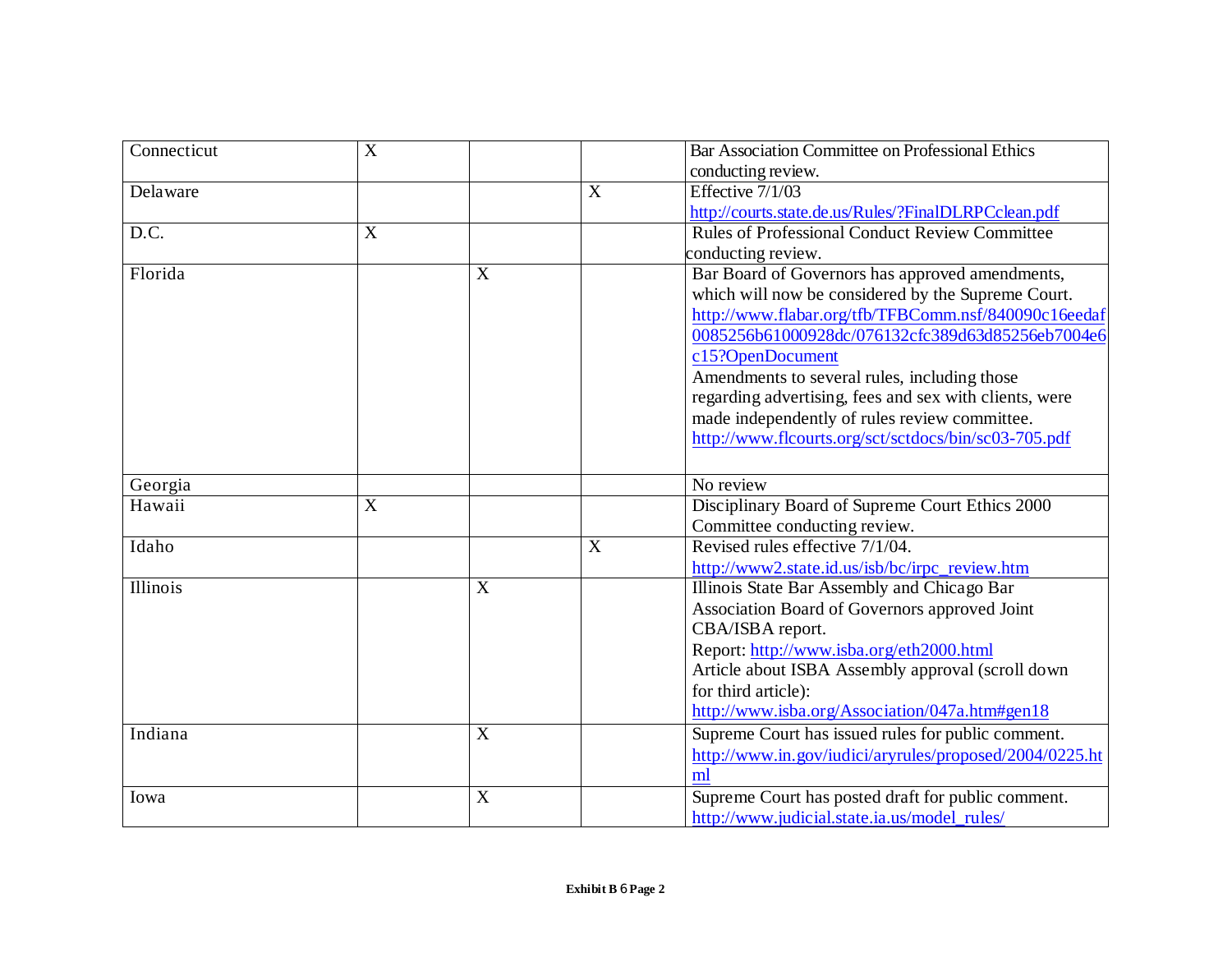| | | | | |
|---|---|---|---|---|
| Connecticut | X | | | Bar Association Committee on Professional Ethics conducting review. |
| Delaware | | | X | Effective 7/1/03 http://courts.state.de.us/Rules/?FinalDLRPCclean.pdf |
| D.C. | X | | | Rules of Professional Conduct Review Committee conducting review. |
| Florida | | X | | Bar Board of Governors has approved amendments, which will now be considered by the Supreme Court. http://www.flabar.org/tfb/TFBComm.nsf/840090c16eedaf0085256b61000928dc/076132cfc389d63d85256eb7004e6c15?OpenDocument Amendments to several rules, including those regarding advertising, fees and sex with clients, were made independently of rules review committee. http://www.flcourts.org/sct/sctdocs/bin/sc03-705.pdf |
| Georgia | | | | No review |
| Hawaii | X | | | Disciplinary Board of Supreme Court Ethics 2000 Committee conducting review. |
| Idaho | | | X | Revised rules effective 7/1/04. http://www2.state.id.us/isb/bc/irpc_review.htm |
| Illinois | | X | | Illinois State Bar Assembly and Chicago Bar Association Board of Governors approved Joint CBA/ISBA report. Report: http://www.isba.org/eth2000.html Article about ISBA Assembly approval (scroll down for third article): http://www.isba.org/Association/047a.htm#gen18 |
| Indiana | | X | | Supreme Court has issued rules for public comment. http://www.in.gov/iudici/aryrules/proposed/2004/0225.html |
| Iowa | | X | | Supreme Court has posted draft for public comment. http://www.judicial.state.ia.us/model_rules/ |

**Exhibit B 6 Page 2**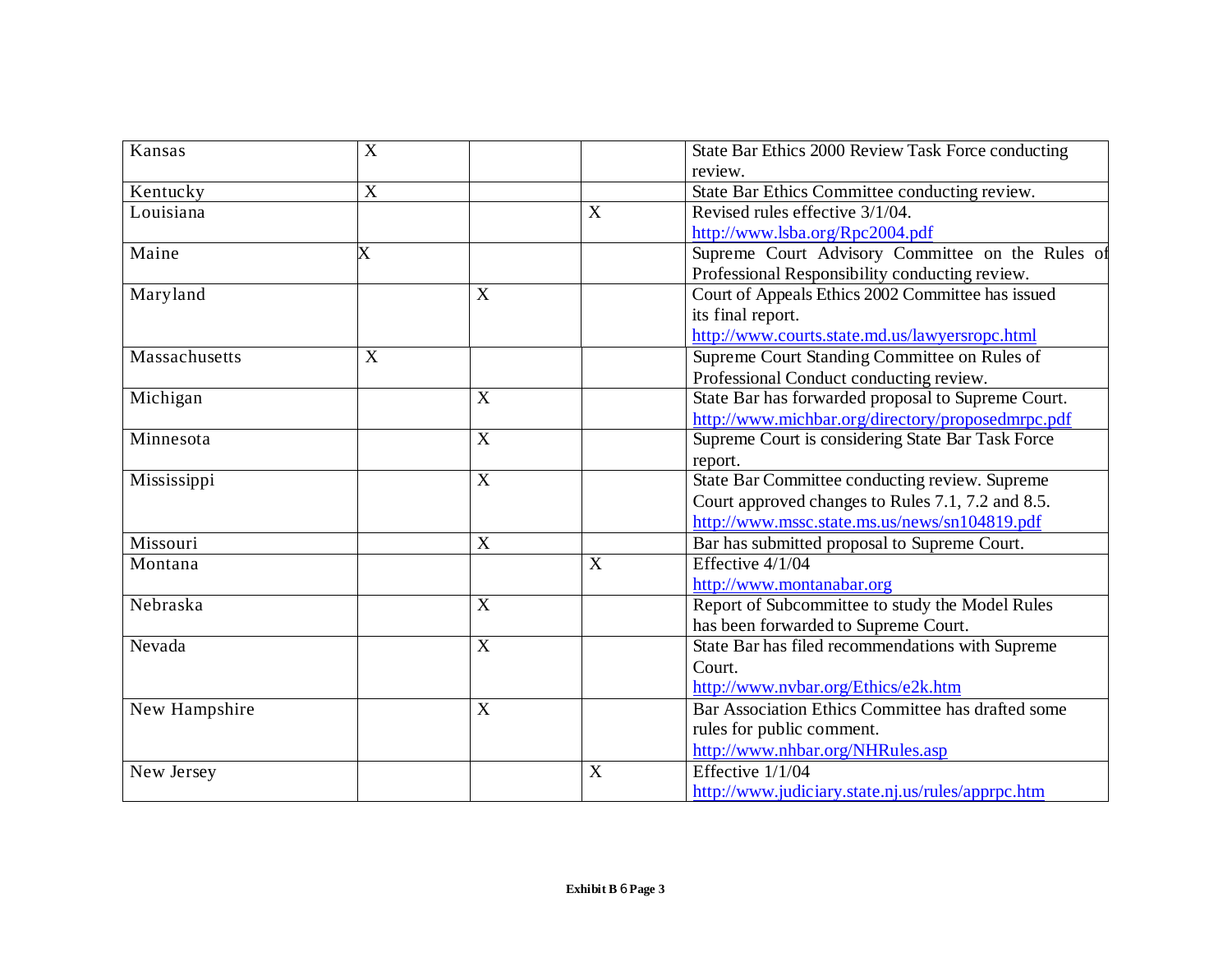| | | | | |
|---|---|---|---|---|
| Kansas | X | | | State Bar Ethics 2000 Review Task Force conducting review. |
| Kentucky | X | | | State Bar Ethics Committee conducting review. |
| Louisiana | | | X | Revised rules effective 3/1/04. http://www.lsba.org/Rpc2004.pdf |
| Maine | X | | | Supreme Court Advisory Committee on the Rules of Professional Responsibility conducting review. |
| Maryland | | X | | Court of Appeals Ethics 2002 Committee has issued its final report. http://www.courts.state.md.us/lawyersropc.html |
| Massachusetts | X | | | Supreme Court Standing Committee on Rules of Professional Conduct conducting review. |
| Michigan | | X | | State Bar has forwarded proposal to Supreme Court. http://www.michbar.org/directory/proposedmrpc.pdf |
| Minnesota | | X | | Supreme Court is considering State Bar Task Force report. |
| Mississippi | | X | | State Bar Committee conducting review. Supreme Court approved changes to Rules 7.1, 7.2 and 8.5. http://www.mssc.state.ms.us/news/sn104819.pdf |
| Missouri | | X | | Bar has submitted proposal to Supreme Court. |
| Montana | | | X | Effective 4/1/04 http://www.montanabar.org |
| Nebraska | | X | | Report of Subcommittee to study the Model Rules has been forwarded to Supreme Court. |
| Nevada | | X | | State Bar has filed recommendations with Supreme Court. http://www.nvbar.org/Ethics/e2k.htm |
| New Hampshire | | X | | Bar Association Ethics Committee has drafted some rules for public comment. http://www.nhbar.org/NHRules.asp |
| New Jersey | | | X | Effective 1/1/04 http://www.judiciary.state.nj.us/rules/apprpc.htm |

**Exhibit B 6 Page 3**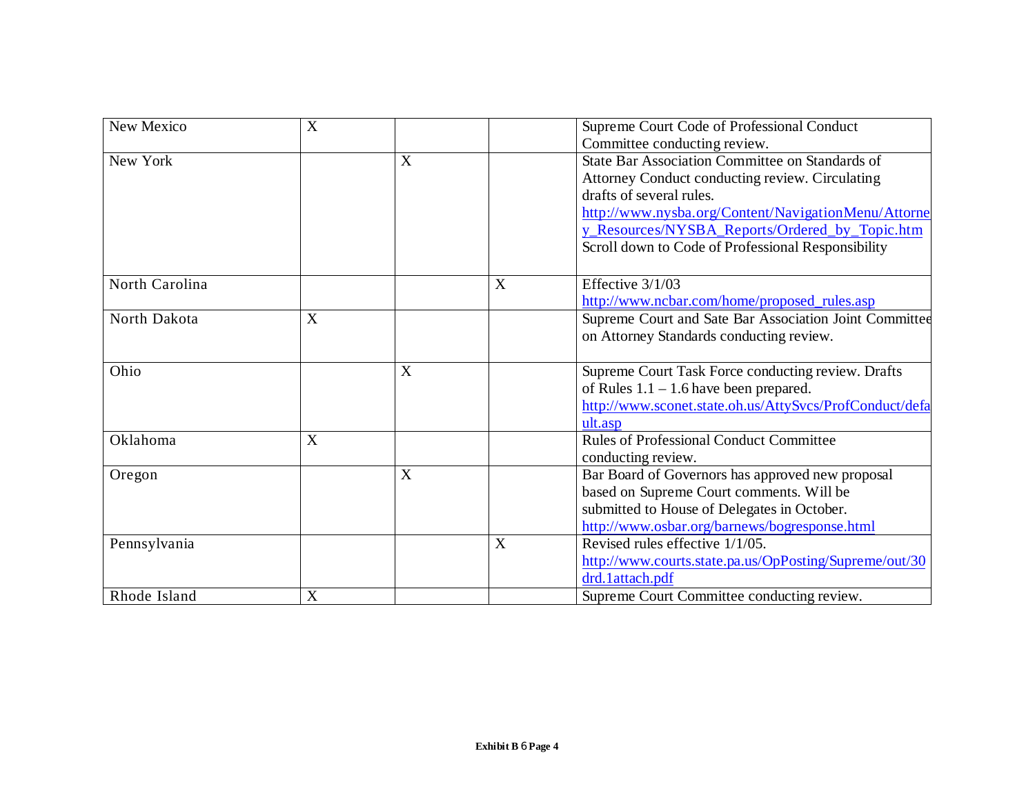| | | | | |
|---|---|---|---|---|
| New Mexico | X | | | Supreme Court Code of Professional Conduct Committee conducting review. |
| New York | | X | | State Bar Association Committee on Standards of Attorney Conduct conducting review. Circulating drafts of several rules. http://www.nysba.org/Content/NavigationMenu/Attorney_Resources/NYSBA_Reports/Ordered_by_Topic.htm Scroll down to Code of Professional Responsibility |
| North Carolina | | | X | Effective 3/1/03 http://www.ncbar.com/home/proposed_rules.asp |
| North Dakota | X | | | Supreme Court and Sate Bar Association Joint Committee on Attorney Standards conducting review. |
| Ohio | | X | | Supreme Court Task Force conducting review. Drafts of Rules 1.1 – 1.6 have been prepared. http://www.sconet.state.oh.us/AttySvcs/ProfConduct/default.asp |
| Oklahoma | X | | | Rules of Professional Conduct Committee conducting review. |
| Oregon | | X | | Bar Board of Governors has approved new proposal based on Supreme Court comments. Will be submitted to House of Delegates in October. http://www.osbar.org/barnews/bogresponse.html |
| Pennsylvania | | | X | Revised rules effective 1/1/05. http://www.courts.state.pa.us/OpPosting/Supreme/out/30drd.1attach.pdf |
| Rhode Island | X | | | Supreme Court Committee conducting review. |

**Exhibit B 6 Page 4**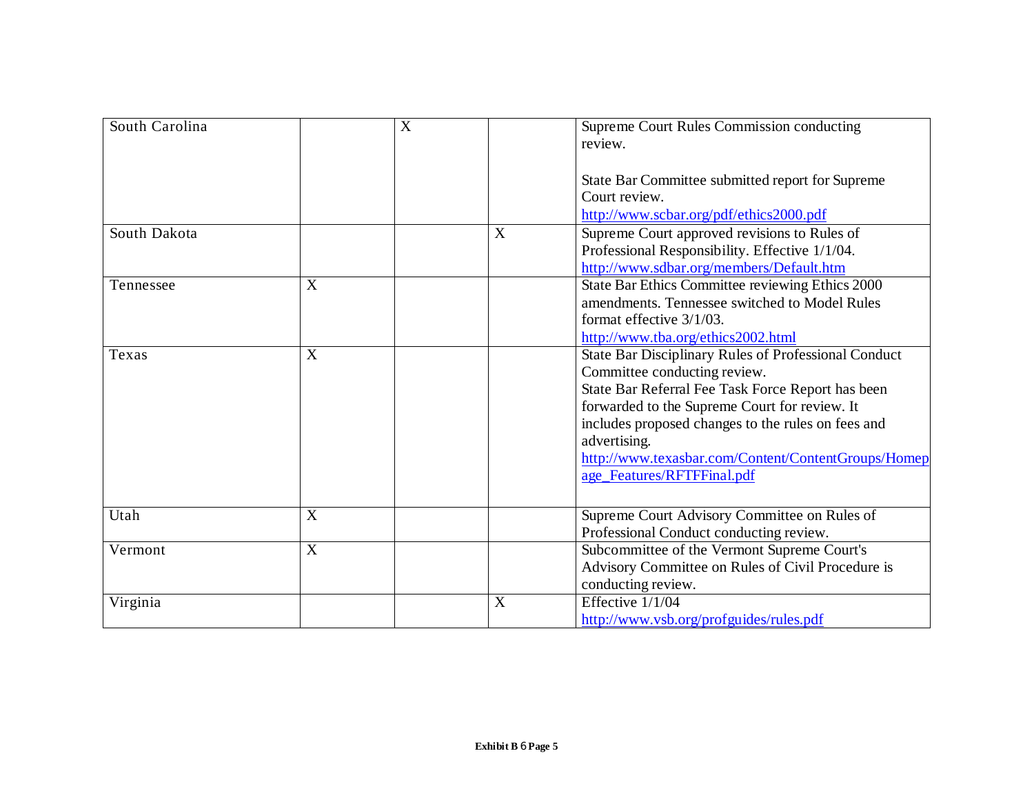| | | | | |
|---|---|---|---|---|
| South Carolina | | X | | Supreme Court Rules Commission conducting review.<br><br>State Bar Committee submitted report for Supreme Court review.<br>http://www.scbar.org/pdf/ethics2000.pdf |
| South Dakota | | | X | Supreme Court approved revisions to Rules of Professional Responsibility. Effective 1/1/04.<br>http://www.sdbar.org/members/Default.htm |
| Tennessee | X | | | State Bar Ethics Committee reviewing Ethics 2000 amendments. Tennessee switched to Model Rules format effective 3/1/03.<br>http://www.tba.org/ethics2002.html |
| Texas | X | | | State Bar Disciplinary Rules of Professional Conduct Committee conducting review.<br>State Bar Referral Fee Task Force Report has been forwarded to the Supreme Court for review. It includes proposed changes to the rules on fees and advertising.<br>http://www.texasbar.com/Content/ContentGroups/Homepage_Features/RFTFFinal.pdf |
| Utah | X | | | Supreme Court Advisory Committee on Rules of Professional Conduct conducting review. |
| Vermont | X | | | Subcommittee of the Vermont Supreme Court's Advisory Committee on Rules of Civil Procedure is conducting review. |
| Virginia | | | X | Effective 1/1/04<br>http://www.vsb.org/profguides/rules.pdf |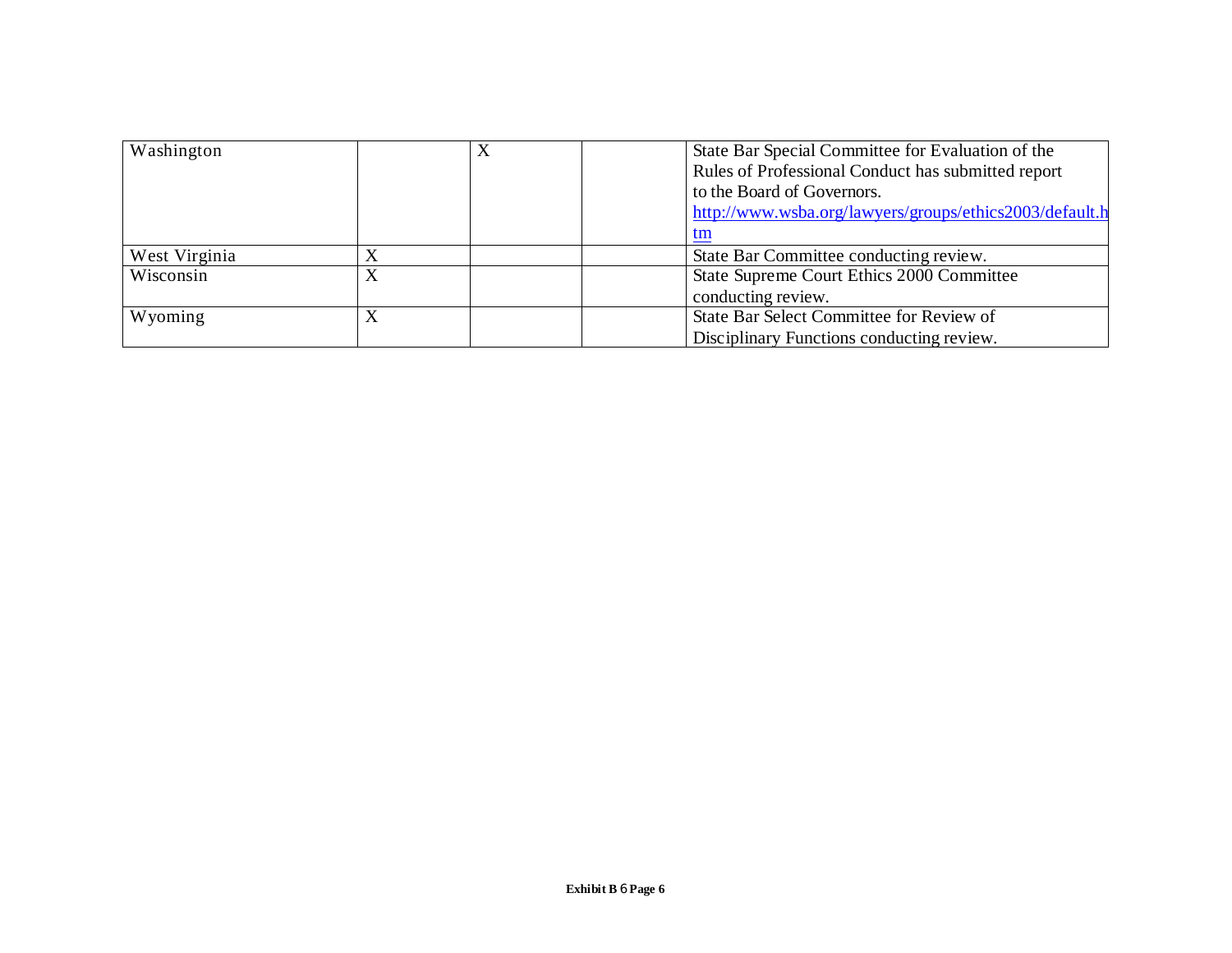| | | | | |
|---|---|---|---|---|
| Washington | | X | | State Bar Special Committee for Evaluation of the Rules of Professional Conduct has submitted report to the Board of Governors. http://www.wsba.org/lawyers/groups/ethics2003/default.htm |
| West Virginia | X | | | State Bar Committee conducting review. |
| Wisconsin | X | | | State Supreme Court Ethics 2000 Committee conducting review. |
| Wyoming | X | | | State Bar Select Committee for Review of Disciplinary Functions conducting review. |

**Exhibit B** 6 **Page 6**